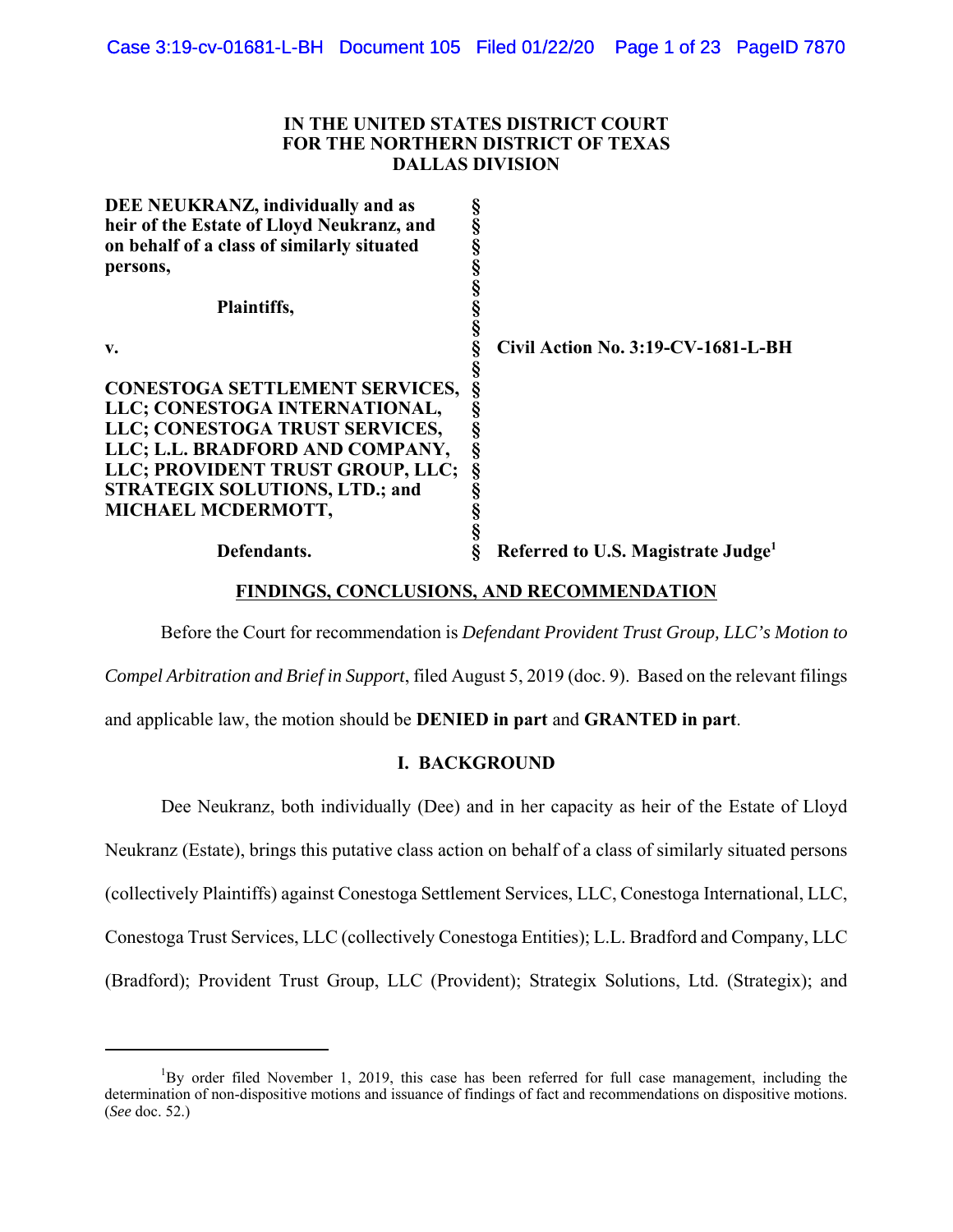**IN THE UNITED STATES DISTRICT COURT**
**FOR THE NORTHERN DISTRICT OF TEXAS**
**DALLAS DIVISION**

| | | |
|---|---|---|
| **DEE NEUKRANZ, individually and as heir of the Estate of Lloyd Neukranz, and on behalf of a class of similarly situated persons,** | § | |
| **Plaintiffs,** | § | |
| **v.** | § | **Civil Action No. 3:19-CV-1681-L-BH** |
| **CONESTOGA SETTLEMENT SERVICES, LLC; CONESTOGA INTERNATIONAL, LLC; CONESTOGA TRUST SERVICES, LLC; L.L. BRADFORD AND COMPANY, LLC; PROVIDENT TRUST GROUP, LLC; STRATEGIX SOLUTIONS, LTD.; and MICHAEL MCDERMOTT,** | § | |
| **Defendants.** | § | **Referred to U.S. Magistrate Judge**[1] |

## FINDINGS, CONCLUSIONS, AND RECOMMENDATION

Before the Court for recommendation is *Defendant Provident Trust Group, LLC's Motion to Compel Arbitration and Brief in Support*, filed August 5, 2019 (doc. 9). Based on the relevant filings and applicable law, the motion should be **DENIED in part** and **GRANTED in part**.

## I. BACKGROUND

Dee Neukranz, both individually (Dee) and in her capacity as heir of the Estate of Lloyd Neukranz (Estate), brings this putative class action on behalf of a class of similarly situated persons (collectively Plaintiffs) against Conestoga Settlement Services, LLC, Conestoga International, LLC, Conestoga Trust Services, LLC (collectively Conestoga Entities); L.L. Bradford and Company, LLC (Bradford); Provident Trust Group, LLC (Provident); Strategix Solutions, Ltd. (Strategix); and

---

[1]By order filed November 1, 2019, this case has been referred for full case management, including the determination of non-dispositive motions and issuance of findings of fact and recommendations on dispositive motions. (*See* doc. 52.)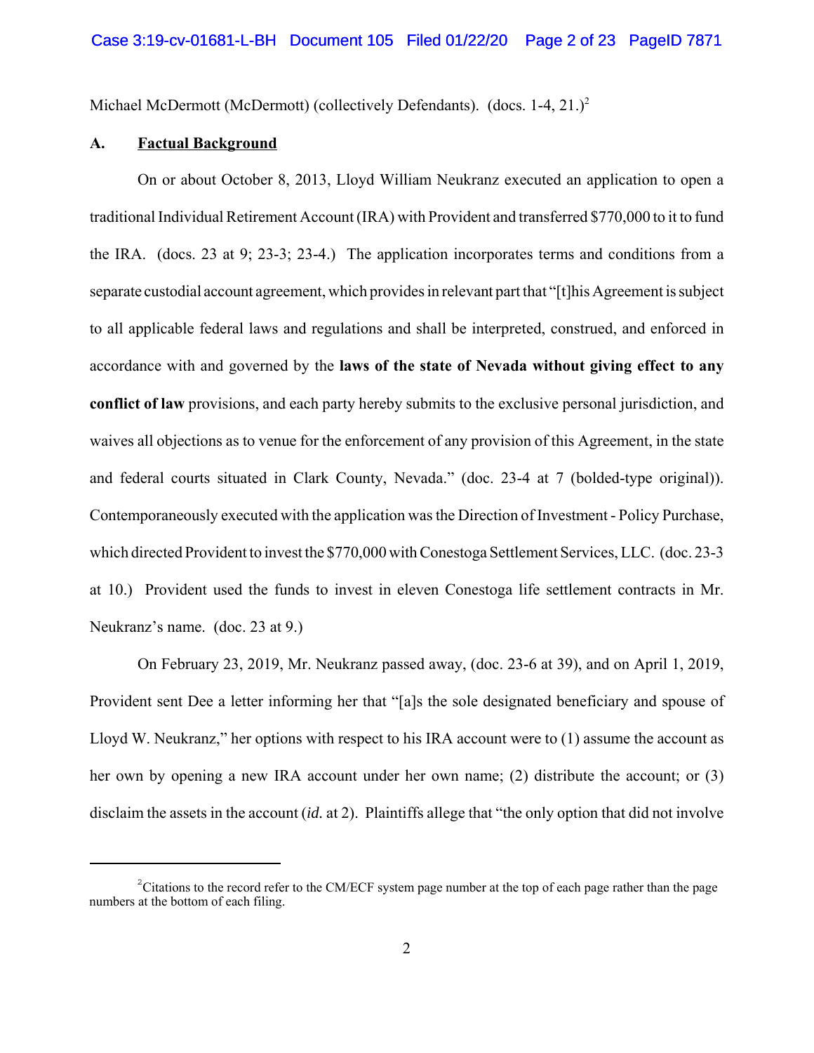Michael McDermott (McDermott) (collectively Defendants). (docs. 1-4, 21.)[2]

### A. Factual Background

On or about October 8, 2013, Lloyd William Neukranz executed an application to open a traditional Individual Retirement Account (IRA) with Provident and transferred $770,000 to it to fund the IRA. (docs. 23 at 9; 23-3; 23-4.) The application incorporates terms and conditions from a separate custodial account agreement, which provides in relevant part that "[t]his Agreement is subject to all applicable federal laws and regulations and shall be interpreted, construed, and enforced in accordance with and governed by the **laws of the state of Nevada without giving effect to any conflict of law** provisions, and each party hereby submits to the exclusive personal jurisdiction, and waives all objections as to venue for the enforcement of any provision of this Agreement, in the state and federal courts situated in Clark County, Nevada." (doc. 23-4 at 7 (bolded-type original)). Contemporaneously executed with the application was the Direction of Investment - Policy Purchase, which directed Provident to invest the $770,000 with Conestoga Settlement Services, LLC. (doc. 23-3 at 10.) Provident used the funds to invest in eleven Conestoga life settlement contracts in Mr. Neukranz's name. (doc. 23 at 9.)

On February 23, 2019, Mr. Neukranz passed away, (doc. 23-6 at 39), and on April 1, 2019, Provident sent Dee a letter informing her that "[a]s the sole designated beneficiary and spouse of Lloyd W. Neukranz," her options with respect to his IRA account were to (1) assume the account as her own by opening a new IRA account under her own name; (2) distribute the account; or (3) disclaim the assets in the account (*id.* at 2). Plaintiffs allege that "the only option that did not involve

[2] Citations to the record refer to the CM/ECF system page number at the top of each page rather than the page numbers at the bottom of each filing.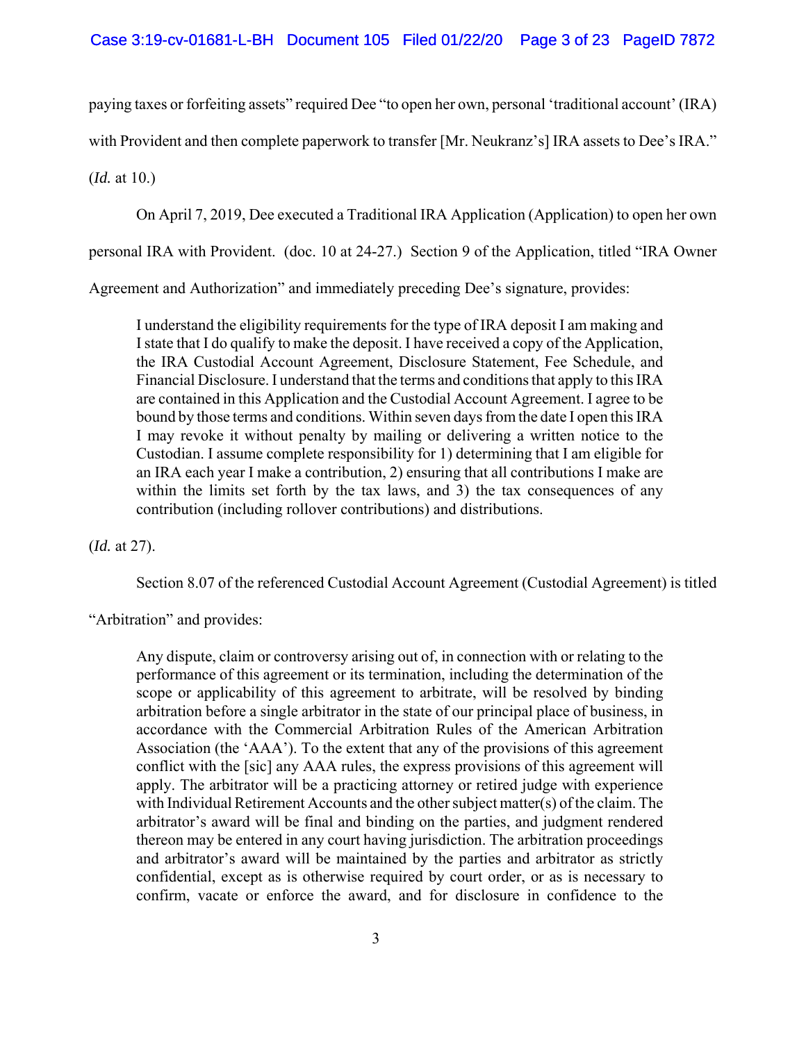paying taxes or forfeiting assets" required Dee "to open her own, personal 'traditional account' (IRA) with Provident and then complete paperwork to transfer [Mr. Neukranz's] IRA assets to Dee's IRA." (*Id.* at 10.)

On April 7, 2019, Dee executed a Traditional IRA Application (Application) to open her own personal IRA with Provident. (doc. 10 at 24-27.) Section 9 of the Application, titled "IRA Owner Agreement and Authorization" and immediately preceding Dee's signature, provides:

> I understand the eligibility requirements for the type of IRA deposit I am making and I state that I do qualify to make the deposit. I have received a copy of the Application, the IRA Custodial Account Agreement, Disclosure Statement, Fee Schedule, and Financial Disclosure. I understand that the terms and conditions that apply to this IRA are contained in this Application and the Custodial Account Agreement. I agree to be bound by those terms and conditions. Within seven days from the date I open this IRA I may revoke it without penalty by mailing or delivering a written notice to the Custodian. I assume complete responsibility for 1) determining that I am eligible for an IRA each year I make a contribution, 2) ensuring that all contributions I make are within the limits set forth by the tax laws, and 3) the tax consequences of any contribution (including rollover contributions) and distributions.

(*Id.* at 27).

Section 8.07 of the referenced Custodial Account Agreement (Custodial Agreement) is titled "Arbitration" and provides:

> Any dispute, claim or controversy arising out of, in connection with or relating to the performance of this agreement or its termination, including the determination of the scope or applicability of this agreement to arbitrate, will be resolved by binding arbitration before a single arbitrator in the state of our principal place of business, in accordance with the Commercial Arbitration Rules of the American Arbitration Association (the 'AAA'). To the extent that any of the provisions of this agreement conflict with the [sic] any AAA rules, the express provisions of this agreement will apply. The arbitrator will be a practicing attorney or retired judge with experience with Individual Retirement Accounts and the other subject matter(s) of the claim. The arbitrator's award will be final and binding on the parties, and judgment rendered thereon may be entered in any court having jurisdiction. The arbitration proceedings and arbitrator's award will be maintained by the parties and arbitrator as strictly confidential, except as is otherwise required by court order, or as is necessary to confirm, vacate or enforce the award, and for disclosure in confidence to the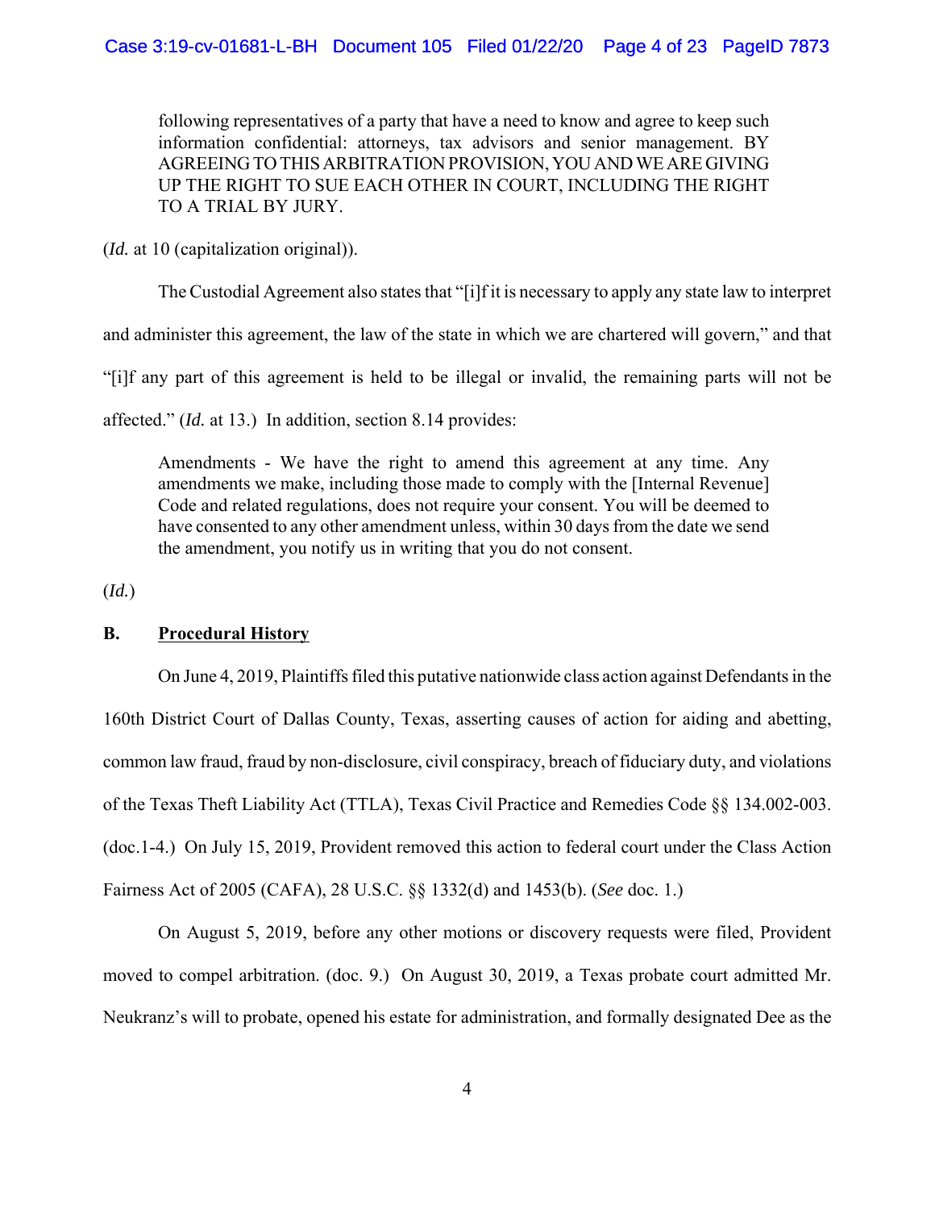> following representatives of a party that have a need to know and agree to keep such information confidential: attorneys, tax advisors and senior management. BY AGREEING TO THIS ARBITRATION PROVISION, YOU AND WE ARE GIVING UP THE RIGHT TO SUE EACH OTHER IN COURT, INCLUDING THE RIGHT TO A TRIAL BY JURY.

(*Id.* at 10 (capitalization original)).

The Custodial Agreement also states that "[i]f it is necessary to apply any state law to interpret and administer this agreement, the law of the state in which we are chartered will govern," and that "[i]f any part of this agreement is held to be illegal or invalid, the remaining parts will not be affected." (*Id.* at 13.) In addition, section 8.14 provides:

> Amendments - We have the right to amend this agreement at any time. Any amendments we make, including those made to comply with the [Internal Revenue] Code and related regulations, does not require your consent. You will be deemed to have consented to any other amendment unless, within 30 days from the date we send the amendment, you notify us in writing that you do not consent.

(*Id.*)

### B. <u>Procedural History</u>

On June 4, 2019, Plaintiffs filed this putative nationwide class action against Defendants in the 160th District Court of Dallas County, Texas, asserting causes of action for aiding and abetting, common law fraud, fraud by non-disclosure, civil conspiracy, breach of fiduciary duty, and violations of the Texas Theft Liability Act (TTLA), Texas Civil Practice and Remedies Code §§ 134.002-003. (doc.1-4.) On July 15, 2019, Provident removed this action to federal court under the Class Action Fairness Act of 2005 (CAFA), 28 U.S.C. §§ 1332(d) and 1453(b). (*See* doc. 1.)

On August 5, 2019, before any other motions or discovery requests were filed, Provident moved to compel arbitration. (doc. 9.) On August 30, 2019, a Texas probate court admitted Mr. Neukranz's will to probate, opened his estate for administration, and formally designated Dee as the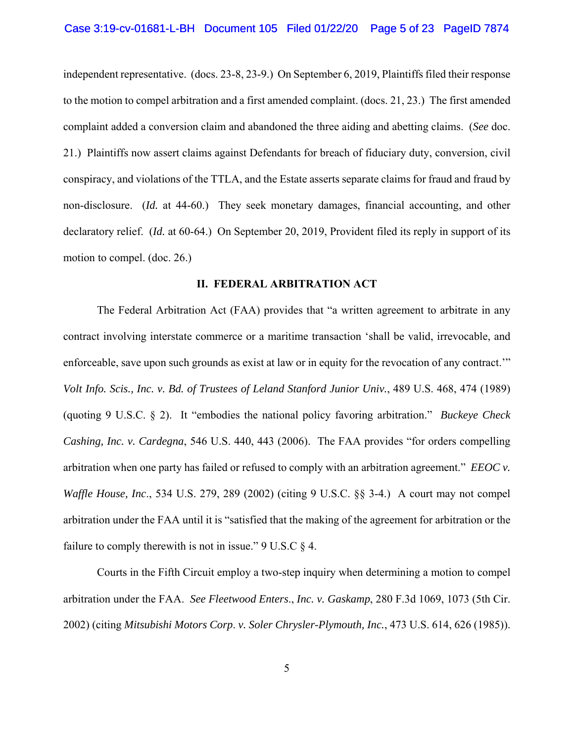independent representative. (docs. 23-8, 23-9.) On September 6, 2019, Plaintiffs filed their response to the motion to compel arbitration and a first amended complaint. (docs. 21, 23.) The first amended complaint added a conversion claim and abandoned the three aiding and abetting claims. (*See* doc. 21.) Plaintiffs now assert claims against Defendants for breach of fiduciary duty, conversion, civil conspiracy, and violations of the TTLA, and the Estate asserts separate claims for fraud and fraud by non-disclosure. (*Id.* at 44-60.) They seek monetary damages, financial accounting, and other declaratory relief. (*Id.* at 60-64.) On September 20, 2019, Provident filed its reply in support of its motion to compel. (doc. 26.)

## II. FEDERAL ARBITRATION ACT

The Federal Arbitration Act (FAA) provides that "a written agreement to arbitrate in any contract involving interstate commerce or a maritime transaction 'shall be valid, irrevocable, and enforceable, save upon such grounds as exist at law or in equity for the revocation of any contract.'" *Volt Info. Scis., Inc. v. Bd. of Trustees of Leland Stanford Junior Univ.*, 489 U.S. 468, 474 (1989) (quoting 9 U.S.C. § 2). It "embodies the national policy favoring arbitration." *Buckeye Check Cashing, Inc. v. Cardegna*, 546 U.S. 440, 443 (2006). The FAA provides "for orders compelling arbitration when one party has failed or refused to comply with an arbitration agreement." *EEOC v. Waffle House, Inc.*, 534 U.S. 279, 289 (2002) (citing 9 U.S.C. §§ 3-4.) A court may not compel arbitration under the FAA until it is "satisfied that the making of the agreement for arbitration or the failure to comply therewith is not in issue." 9 U.S.C § 4.

Courts in the Fifth Circuit employ a two-step inquiry when determining a motion to compel arbitration under the FAA. *See Fleetwood Enters., Inc. v. Gaskamp*, 280 F.3d 1069, 1073 (5th Cir. 2002) (citing *Mitsubishi Motors Corp. v. Soler Chrysler-Plymouth, Inc.*, 473 U.S. 614, 626 (1985)).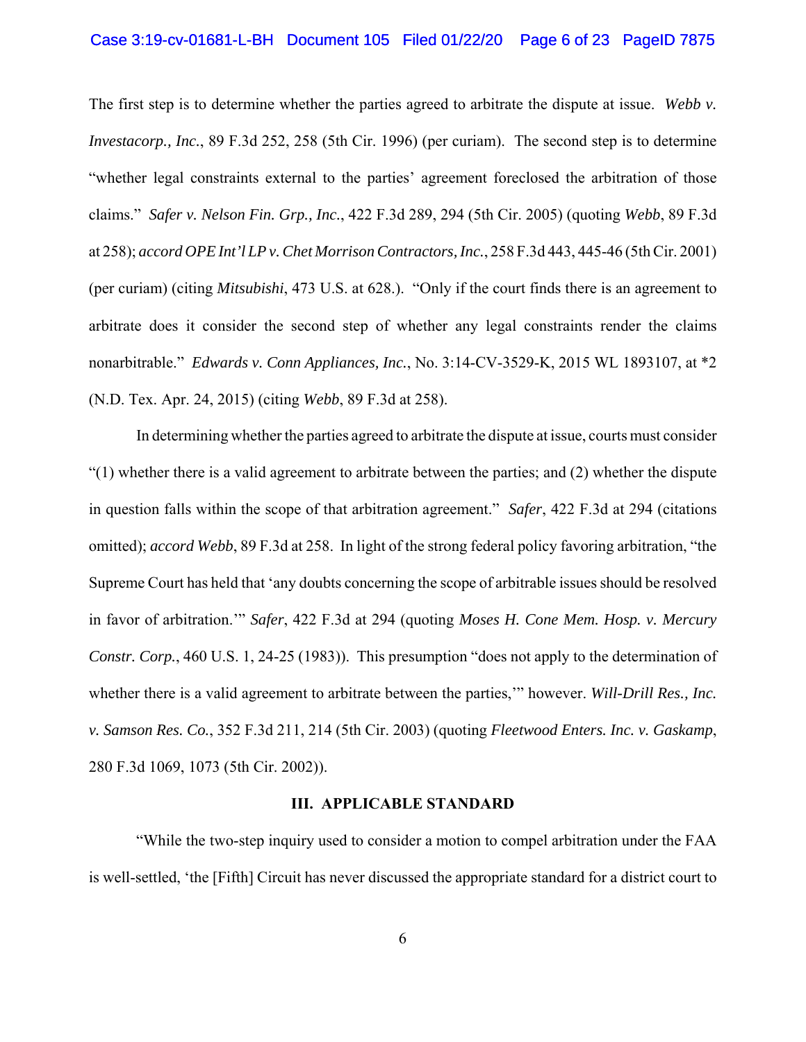The first step is to determine whether the parties agreed to arbitrate the dispute at issue. *Webb v. Investacorp., Inc.*, 89 F.3d 252, 258 (5th Cir. 1996) (per curiam). The second step is to determine "whether legal constraints external to the parties' agreement foreclosed the arbitration of those claims." *Safer v. Nelson Fin. Grp., Inc.*, 422 F.3d 289, 294 (5th Cir. 2005) (quoting *Webb*, 89 F.3d at 258); *accord OPE Int'l LP v. Chet Morrison Contractors, Inc.*, 258 F.3d 443, 445-46 (5th Cir. 2001) (per curiam) (citing *Mitsubishi*, 473 U.S. at 628.). "Only if the court finds there is an agreement to arbitrate does it consider the second step of whether any legal constraints render the claims nonarbitrable." *Edwards v. Conn Appliances, Inc.*, No. 3:14-CV-3529-K, 2015 WL 1893107, at *2 (N.D. Tex. Apr. 24, 2015) (citing *Webb*, 89 F.3d at 258).

In determining whether the parties agreed to arbitrate the dispute at issue, courts must consider "(1) whether there is a valid agreement to arbitrate between the parties; and (2) whether the dispute in question falls within the scope of that arbitration agreement." *Safer*, 422 F.3d at 294 (citations omitted); *accord Webb*, 89 F.3d at 258. In light of the strong federal policy favoring arbitration, "the Supreme Court has held that 'any doubts concerning the scope of arbitrable issues should be resolved in favor of arbitration.'" *Safer*, 422 F.3d at 294 (quoting *Moses H. Cone Mem. Hosp. v. Mercury Constr. Corp.*, 460 U.S. 1, 24-25 (1983)). This presumption "does not apply to the determination of whether there is a valid agreement to arbitrate between the parties,'" however. *Will-Drill Res., Inc. v. Samson Res. Co.*, 352 F.3d 211, 214 (5th Cir. 2003) (quoting *Fleetwood Enters. Inc. v. Gaskamp*, 280 F.3d 1069, 1073 (5th Cir. 2002)).

## III. APPLICABLE STANDARD

"While the two-step inquiry used to consider a motion to compel arbitration under the FAA is well-settled, 'the [Fifth] Circuit has never discussed the appropriate standard for a district court to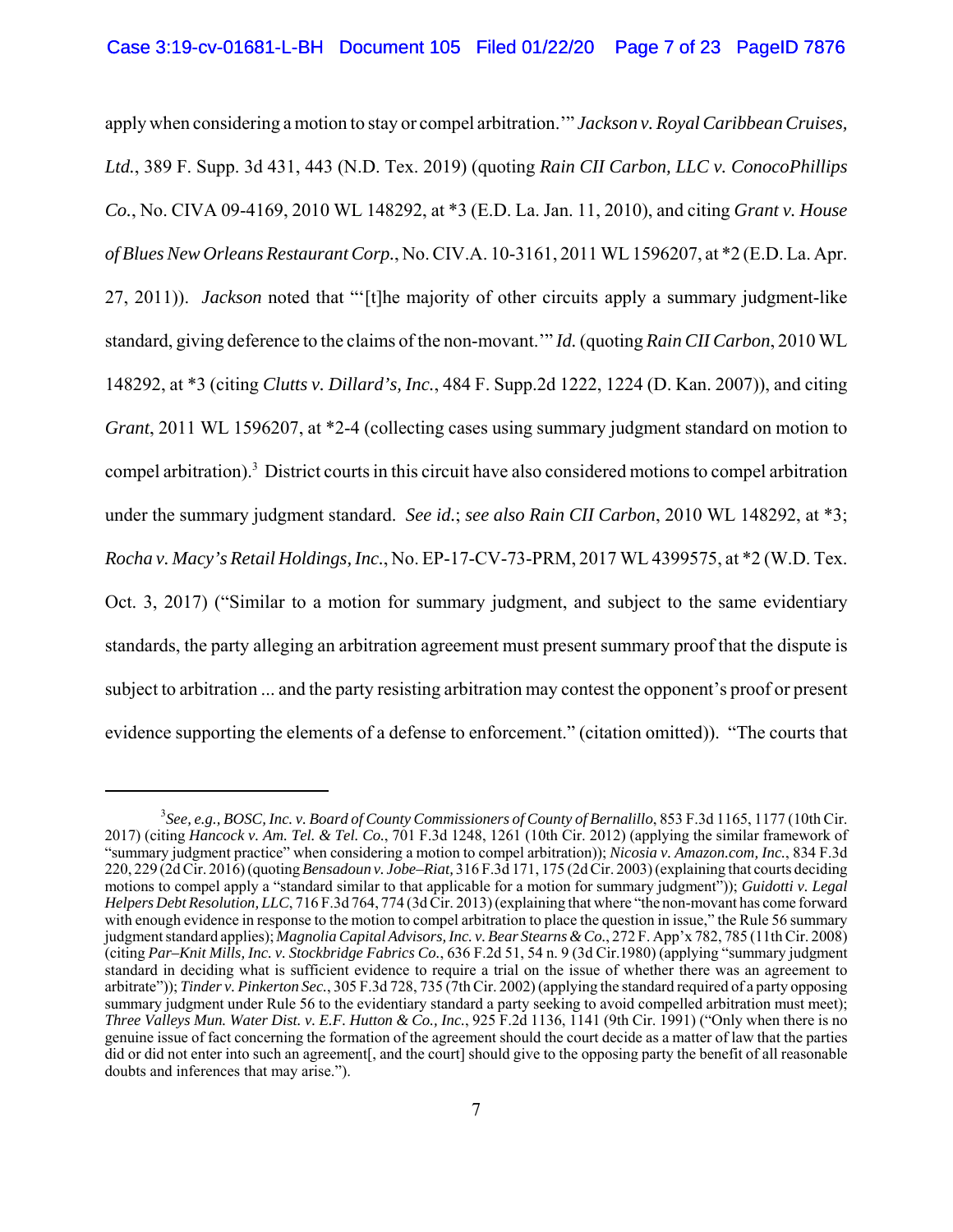apply when considering a motion to stay or compel arbitration.'" *Jackson v. Royal Caribbean Cruises, Ltd.*, 389 F. Supp. 3d 431, 443 (N.D. Tex. 2019) (quoting *Rain CII Carbon, LLC v. ConocoPhillips Co.*, No. CIVA 09-4169, 2010 WL 148292, at *3 (E.D. La. Jan. 11, 2010), and citing *Grant v. House of Blues New Orleans Restaurant Corp.*, No. CIV.A. 10-3161, 2011 WL 1596207, at *2 (E.D. La. Apr. 27, 2011)). *Jackson* noted that "'[t]he majority of other circuits apply a summary judgment-like standard, giving deference to the claims of the non-movant.'" *Id.* (quoting *Rain CII Carbon*, 2010 WL 148292, at *3 (citing *Clutts v. Dillard's, Inc.*, 484 F. Supp.2d 1222, 1224 (D. Kan. 2007)), and citing *Grant*, 2011 WL 1596207, at *2-4 (collecting cases using summary judgment standard on motion to compel arbitration).[3] District courts in this circuit have also considered motions to compel arbitration under the summary judgment standard. *See id.*; *see also Rain CII Carbon*, 2010 WL 148292, at *3; *Rocha v. Macy's Retail Holdings, Inc.*, No. EP-17-CV-73-PRM, 2017 WL 4399575, at *2 (W.D. Tex. Oct. 3, 2017) ("Similar to a motion for summary judgment, and subject to the same evidentiary standards, the party alleging an arbitration agreement must present summary proof that the dispute is subject to arbitration ... and the party resisting arbitration may contest the opponent's proof or present evidence supporting the elements of a defense to enforcement." (citation omitted)). "The courts that

---

[3] *See, e.g., BOSC, Inc. v. Board of County Commissioners of County of Bernalillo*, 853 F.3d 1165, 1177 (10th Cir. 2017) (citing *Hancock v. Am. Tel. & Tel. Co.*, 701 F.3d 1248, 1261 (10th Cir. 2012) (applying the similar framework of "summary judgment practice" when considering a motion to compel arbitration)); *Nicosia v. Amazon.com, Inc.*, 834 F.3d 220, 229 (2d Cir. 2016) (quoting *Bensadoun v. Jobe–Riat*, 316 F.3d 171, 175 (2d Cir. 2003) (explaining that courts deciding motions to compel apply a "standard similar to that applicable for a motion for summary judgment")); *Guidotti v. Legal Helpers Debt Resolution, LLC*, 716 F.3d 764, 774 (3d Cir. 2013) (explaining that where "the non-movant has come forward with enough evidence in response to the motion to compel arbitration to place the question in issue," the Rule 56 summary judgment standard applies); *Magnolia Capital Advisors, Inc. v. Bear Stearns & Co.*, 272 F. App'x 782, 785 (11th Cir. 2008) (citing *Par–Knit Mills, Inc. v. Stockbridge Fabrics Co.*, 636 F.2d 51, 54 n. 9 (3d Cir.1980) (applying "summary judgment standard in deciding what is sufficient evidence to require a trial on the issue of whether there was an agreement to arbitrate")); *Tinder v. Pinkerton Sec.*, 305 F.3d 728, 735 (7th Cir. 2002) (applying the standard required of a party opposing summary judgment under Rule 56 to the evidentiary standard a party seeking to avoid compelled arbitration must meet); *Three Valleys Mun. Water Dist. v. E.F. Hutton & Co., Inc.*, 925 F.2d 1136, 1141 (9th Cir. 1991) ("Only when there is no genuine issue of fact concerning the formation of the agreement should the court decide as a matter of law that the parties did or did not enter into such an agreement[, and the court] should give to the opposing party the benefit of all reasonable doubts and inferences that may arise.").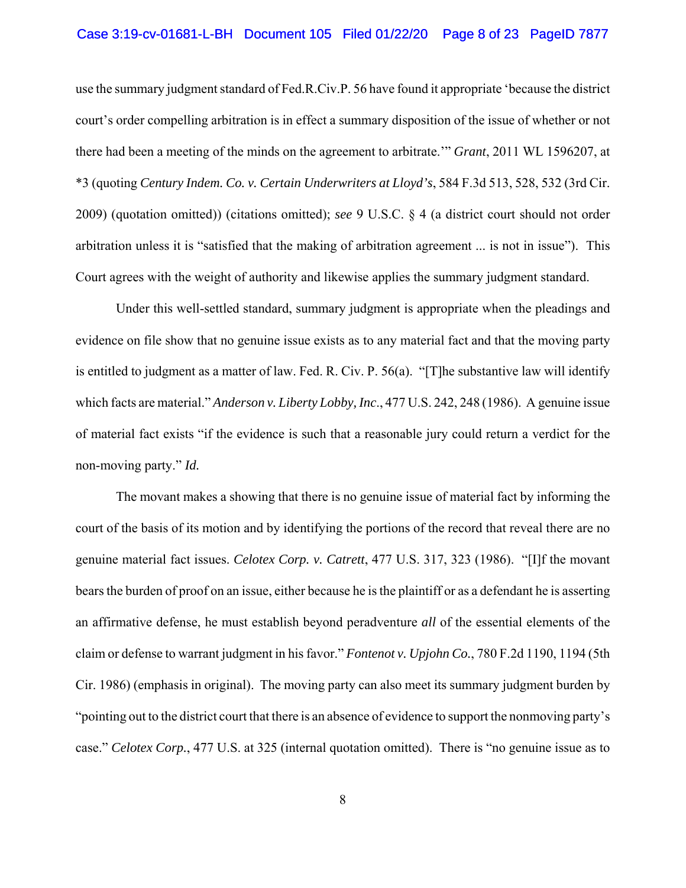use the summary judgment standard of Fed.R.Civ.P. 56 have found it appropriate 'because the district court's order compelling arbitration is in effect a summary disposition of the issue of whether or not there had been a meeting of the minds on the agreement to arbitrate.'" *Grant*, 2011 WL 1596207, at *3 (quoting *Century Indem. Co. v. Certain Underwriters at Lloyd's*, 584 F.3d 513, 528, 532 (3rd Cir. 2009) (quotation omitted)) (citations omitted); *see* 9 U.S.C. § 4 (a district court should not order arbitration unless it is "satisfied that the making of arbitration agreement ... is not in issue"). This Court agrees with the weight of authority and likewise applies the summary judgment standard.

Under this well-settled standard, summary judgment is appropriate when the pleadings and evidence on file show that no genuine issue exists as to any material fact and that the moving party is entitled to judgment as a matter of law. Fed. R. Civ. P. 56(a). "[T]he substantive law will identify which facts are material." *Anderson v. Liberty Lobby, Inc*., 477 U.S. 242, 248 (1986). A genuine issue of material fact exists "if the evidence is such that a reasonable jury could return a verdict for the non-moving party." *Id.*

The movant makes a showing that there is no genuine issue of material fact by informing the court of the basis of its motion and by identifying the portions of the record that reveal there are no genuine material fact issues. *Celotex Corp. v. Catrett*, 477 U.S. 317, 323 (1986). "[I]f the movant bears the burden of proof on an issue, either because he is the plaintiff or as a defendant he is asserting an affirmative defense, he must establish beyond peradventure *all* of the essential elements of the claim or defense to warrant judgment in his favor." *Fontenot v. Upjohn Co.*, 780 F.2d 1190, 1194 (5th Cir. 1986) (emphasis in original). The moving party can also meet its summary judgment burden by "pointing out to the district court that there is an absence of evidence to support the nonmoving party's case." *Celotex Corp.*, 477 U.S. at 325 (internal quotation omitted). There is "no genuine issue as to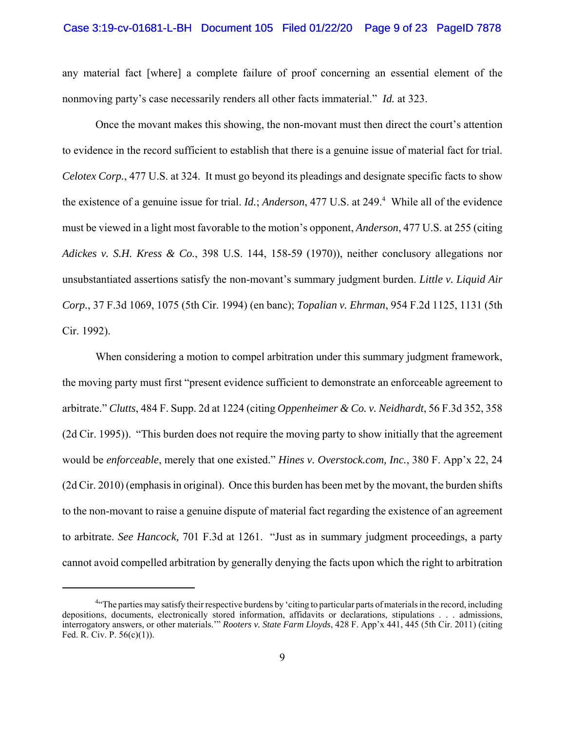any material fact [where] a complete failure of proof concerning an essential element of the nonmoving party's case necessarily renders all other facts immaterial." *Id.* at 323.

Once the movant makes this showing, the non-movant must then direct the court's attention to evidence in the record sufficient to establish that there is a genuine issue of material fact for trial. *Celotex Corp.*, 477 U.S. at 324. It must go beyond its pleadings and designate specific facts to show the existence of a genuine issue for trial. *Id.*; *Anderson*, 477 U.S. at 249.[4] While all of the evidence must be viewed in a light most favorable to the motion's opponent, *Anderson*, 477 U.S. at 255 (citing *Adickes v. S.H. Kress & Co.*, 398 U.S. 144, 158-59 (1970)), neither conclusory allegations nor unsubstantiated assertions satisfy the non-movant's summary judgment burden. *Little v. Liquid Air Corp.*, 37 F.3d 1069, 1075 (5th Cir. 1994) (en banc); *Topalian v. Ehrman*, 954 F.2d 1125, 1131 (5th Cir. 1992).

When considering a motion to compel arbitration under this summary judgment framework, the moving party must first "present evidence sufficient to demonstrate an enforceable agreement to arbitrate." *Clutts*, 484 F. Supp. 2d at 1224 (citing *Oppenheimer & Co. v. Neidhardt*, 56 F.3d 352, 358 (2d Cir. 1995)). "This burden does not require the moving party to show initially that the agreement would be *enforceable*, merely that one existed." *Hines v. Overstock.com, Inc.*, 380 F. App'x 22, 24 (2d Cir. 2010) (emphasis in original). Once this burden has been met by the movant, the burden shifts to the non-movant to raise a genuine dispute of material fact regarding the existence of an agreement to arbitrate. *See Hancock,* 701 F.3d at 1261. "Just as in summary judgment proceedings, a party cannot avoid compelled arbitration by generally denying the facts upon which the right to arbitration

---

[4] "The parties may satisfy their respective burdens by 'citing to particular parts of materials in the record, including depositions, documents, electronically stored information, affidavits or declarations, stipulations . . . admissions, interrogatory answers, or other materials.'" *Rooters v. State Farm Lloyds*, 428 F. App'x 441, 445 (5th Cir. 2011) (citing Fed. R. Civ. P. 56(c)(1)).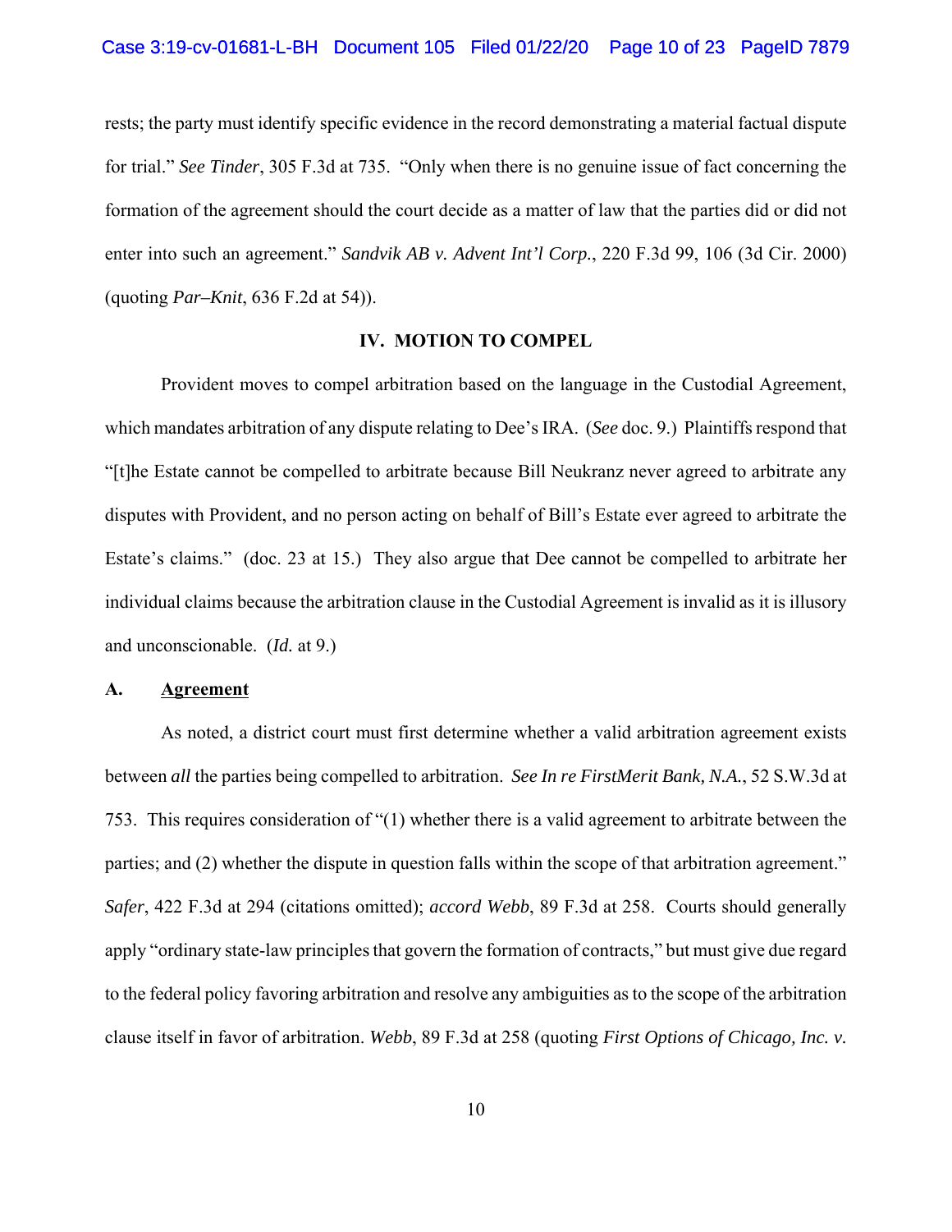rests; the party must identify specific evidence in the record demonstrating a material factual dispute for trial." *See Tinder*, 305 F.3d at 735. "Only when there is no genuine issue of fact concerning the formation of the agreement should the court decide as a matter of law that the parties did or did not enter into such an agreement." *Sandvik AB v. Advent Int'l Corp.*, 220 F.3d 99, 106 (3d Cir. 2000) (quoting *Par–Knit*, 636 F.2d at 54)).

## IV. MOTION TO COMPEL

Provident moves to compel arbitration based on the language in the Custodial Agreement, which mandates arbitration of any dispute relating to Dee's IRA. (*See* doc. 9.) Plaintiffs respond that "[t]he Estate cannot be compelled to arbitrate because Bill Neukranz never agreed to arbitrate any disputes with Provident, and no person acting on behalf of Bill's Estate ever agreed to arbitrate the Estate's claims." (doc. 23 at 15.) They also argue that Dee cannot be compelled to arbitrate her individual claims because the arbitration clause in the Custodial Agreement is invalid as it is illusory and unconscionable. (*Id.* at 9.)

### A. <u>Agreement</u>

As noted, a district court must first determine whether a valid arbitration agreement exists between *all* the parties being compelled to arbitration. *See In re FirstMerit Bank, N.A.*, 52 S.W.3d at 753. This requires consideration of "(1) whether there is a valid agreement to arbitrate between the parties; and (2) whether the dispute in question falls within the scope of that arbitration agreement." *Safer*, 422 F.3d at 294 (citations omitted); *accord Webb*, 89 F.3d at 258. Courts should generally apply "ordinary state-law principles that govern the formation of contracts," but must give due regard to the federal policy favoring arbitration and resolve any ambiguities as to the scope of the arbitration clause itself in favor of arbitration. *Webb*, 89 F.3d at 258 (quoting *First Options of Chicago, Inc. v.*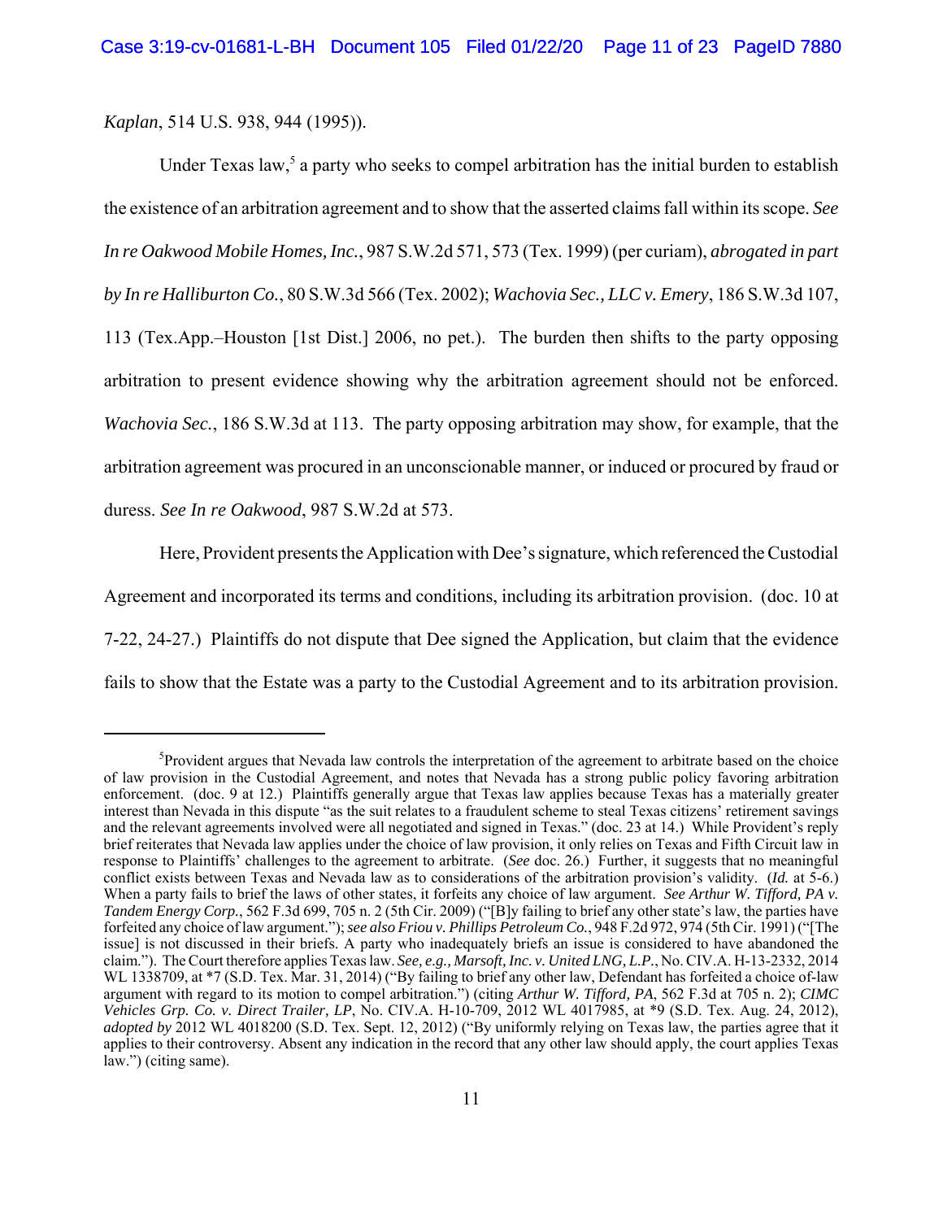*Kaplan*, 514 U.S. 938, 944 (1995)).

Under Texas law,[5] a party who seeks to compel arbitration has the initial burden to establish the existence of an arbitration agreement and to show that the asserted claims fall within its scope. *See In re Oakwood Mobile Homes, Inc.*, 987 S.W.2d 571, 573 (Tex. 1999) (per curiam), *abrogated in part by In re Halliburton Co.*, 80 S.W.3d 566 (Tex. 2002); *Wachovia Sec., LLC v. Emery*, 186 S.W.3d 107, 113 (Tex.App.–Houston [1st Dist.] 2006, no pet.). The burden then shifts to the party opposing arbitration to present evidence showing why the arbitration agreement should not be enforced. *Wachovia Sec.*, 186 S.W.3d at 113. The party opposing arbitration may show, for example, that the arbitration agreement was procured in an unconscionable manner, or induced or procured by fraud or duress. *See In re Oakwood*, 987 S.W.2d at 573.

Here, Provident presents the Application with Dee's signature, which referenced the Custodial Agreement and incorporated its terms and conditions, including its arbitration provision. (doc. 10 at 7-22, 24-27.) Plaintiffs do not dispute that Dee signed the Application, but claim that the evidence fails to show that the Estate was a party to the Custodial Agreement and to its arbitration provision.

---

[5]Provident argues that Nevada law controls the interpretation of the agreement to arbitrate based on the choice of law provision in the Custodial Agreement, and notes that Nevada has a strong public policy favoring arbitration enforcement. (doc. 9 at 12.) Plaintiffs generally argue that Texas law applies because Texas has a materially greater interest than Nevada in this dispute "as the suit relates to a fraudulent scheme to steal Texas citizens' retirement savings and the relevant agreements involved were all negotiated and signed in Texas." (doc. 23 at 14.) While Provident's reply brief reiterates that Nevada law applies under the choice of law provision, it only relies on Texas and Fifth Circuit law in response to Plaintiffs' challenges to the agreement to arbitrate. (*See* doc. 26.) Further, it suggests that no meaningful conflict exists between Texas and Nevada law as to considerations of the arbitration provision's validity. (*Id.* at 5-6.) When a party fails to brief the laws of other states, it forfeits any choice of law argument. *See Arthur W. Tifford, PA v. Tandem Energy Corp.*, 562 F.3d 699, 705 n. 2 (5th Cir. 2009) ("[B]y failing to brief any other state's law, the parties have forfeited any choice of law argument."); *see also Friou v. Phillips Petroleum Co.*, 948 F.2d 972, 974 (5th Cir. 1991) ("[The issue] is not discussed in their briefs. A party who inadequately briefs an issue is considered to have abandoned the claim."). The Court therefore applies Texas law. *See, e.g., Marsoft, Inc. v. United LNG, L.P.*, No. CIV.A. H-13-2332, 2014 WL 1338709, at *7 (S.D. Tex. Mar. 31, 2014) ("By failing to brief any other law, Defendant has forfeited a choice of-law argument with regard to its motion to compel arbitration.") (citing *Arthur W. Tifford, PA*, 562 F.3d at 705 n. 2); *CIMC Vehicles Grp. Co. v. Direct Trailer, LP*, No. CIV.A. H-10-709, 2012 WL 4017985, at *9 (S.D. Tex. Aug. 24, 2012), *adopted by* 2012 WL 4018200 (S.D. Tex. Sept. 12, 2012) ("By uniformly relying on Texas law, the parties agree that it applies to their controversy. Absent any indication in the record that any other law should apply, the court applies Texas law.") (citing same).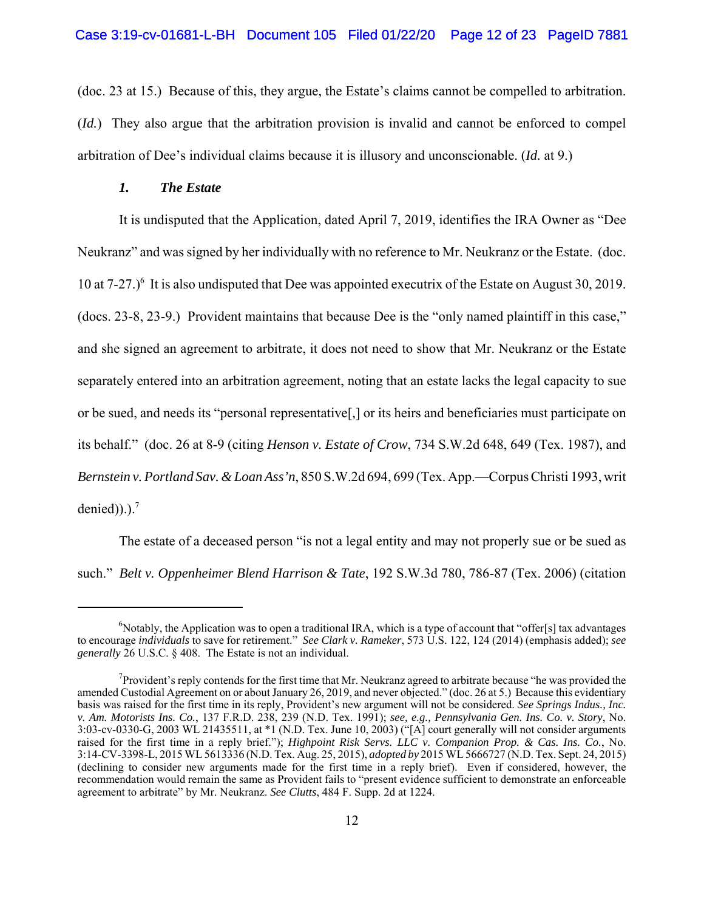(doc. 23 at 15.) Because of this, they argue, the Estate's claims cannot be compelled to arbitration. (*Id.*) They also argue that the arbitration provision is invalid and cannot be enforced to compel arbitration of Dee's individual claims because it is illusory and unconscionable. (*Id.* at 9.)

### *1. The Estate*

It is undisputed that the Application, dated April 7, 2019, identifies the IRA Owner as "Dee Neukranz" and was signed by her individually with no reference to Mr. Neukranz or the Estate. (doc. 10 at 7-27.)[6] It is also undisputed that Dee was appointed executrix of the Estate on August 30, 2019. (docs. 23-8, 23-9.) Provident maintains that because Dee is the "only named plaintiff in this case," and she signed an agreement to arbitrate, it does not need to show that Mr. Neukranz or the Estate separately entered into an arbitration agreement, noting that an estate lacks the legal capacity to sue or be sued, and needs its "personal representative[,] or its heirs and beneficiaries must participate on its behalf." (doc. 26 at 8-9 (citing *Henson v. Estate of Crow*, 734 S.W.2d 648, 649 (Tex. 1987), and *Bernstein v. Portland Sav. & Loan Ass'n*, 850 S.W.2d 694, 699 (Tex. App.—Corpus Christi 1993, writ denied)).).[7]

The estate of a deceased person "is not a legal entity and may not properly sue or be sued as such." *Belt v. Oppenheimer Blend Harrison & Tate*, 192 S.W.3d 780, 786-87 (Tex. 2006) (citation

---

[6]Notably, the Application was to open a traditional IRA, which is a type of account that "offer[s] tax advantages to encourage *individuals* to save for retirement." *See Clark v. Rameker*, 573 U.S. 122, 124 (2014) (emphasis added); *see generally* 26 U.S.C. § 408. The Estate is not an individual.

[7]Provident's reply contends for the first time that Mr. Neukranz agreed to arbitrate because "he was provided the amended Custodial Agreement on or about January 26, 2019, and never objected." (doc. 26 at 5.) Because this evidentiary basis was raised for the first time in its reply, Provident's new argument will not be considered. *See Springs Indus., Inc. v. Am. Motorists Ins. Co.*, 137 F.R.D. 238, 239 (N.D. Tex. 1991); *see, e.g., Pennsylvania Gen. Ins. Co. v. Story*, No. 3:03-cv-0330-G, 2003 WL 21435511, at *1 (N.D. Tex. June 10, 2003) ("[A] court generally will not consider arguments raised for the first time in a reply brief."); *Highpoint Risk Servs. LLC v. Companion Prop. & Cas. Ins. Co.*, No. 3:14-CV-3398-L, 2015 WL 5613336 (N.D. Tex. Aug. 25, 2015), *adopted by* 2015 WL 5666727 (N.D. Tex. Sept. 24, 2015) (declining to consider new arguments made for the first time in a reply brief). Even if considered, however, the recommendation would remain the same as Provident fails to "present evidence sufficient to demonstrate an enforceable agreement to arbitrate" by Mr. Neukranz. *See Clutts*, 484 F. Supp. 2d at 1224.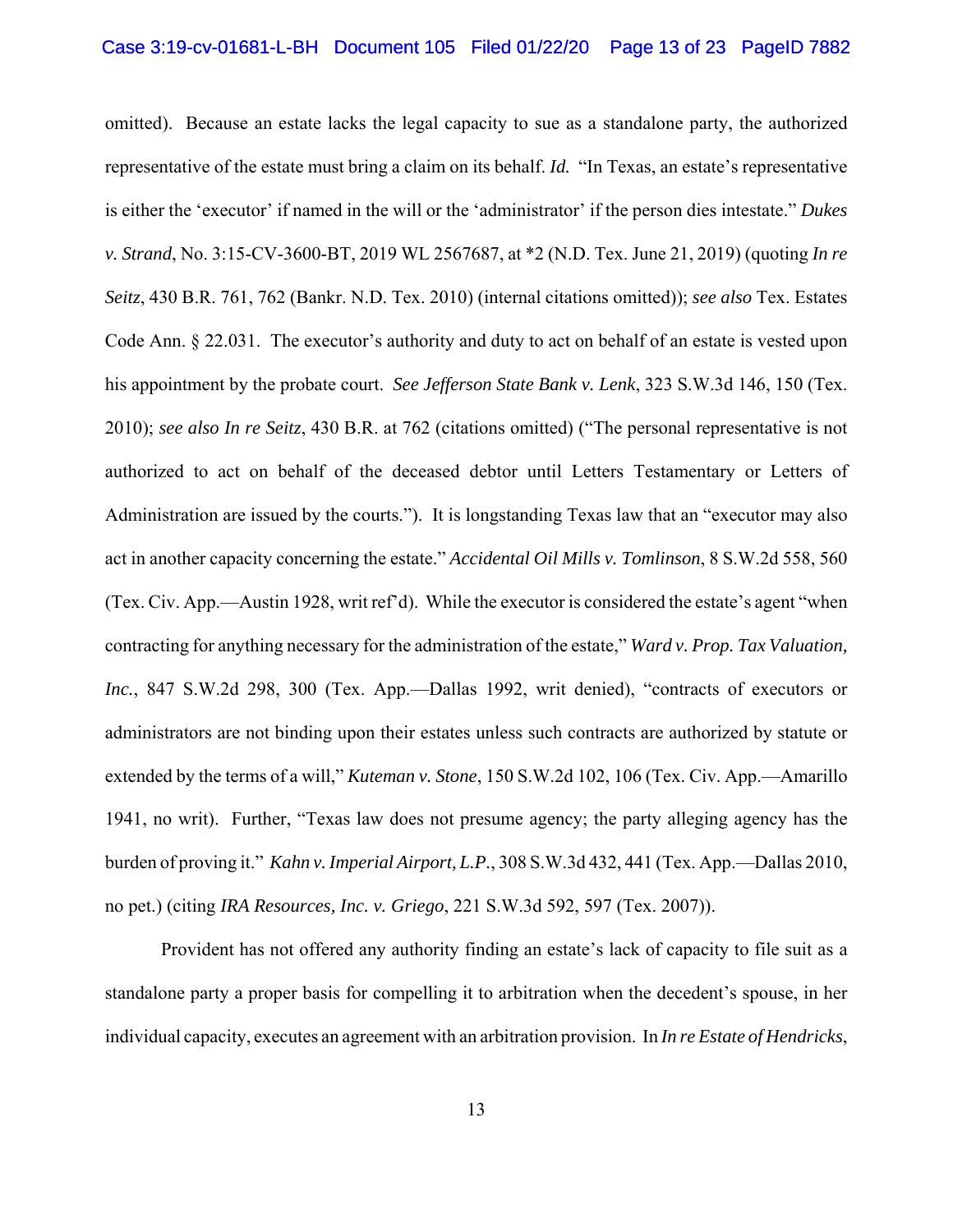omitted). Because an estate lacks the legal capacity to sue as a standalone party, the authorized representative of the estate must bring a claim on its behalf. *Id.* "In Texas, an estate's representative is either the 'executor' if named in the will or the 'administrator' if the person dies intestate." *Dukes v. Strand*, No. 3:15-CV-3600-BT, 2019 WL 2567687, at *2 (N.D. Tex. June 21, 2019) (quoting *In re Seitz*, 430 B.R. 761, 762 (Bankr. N.D. Tex. 2010) (internal citations omitted)); *see also* Tex. Estates Code Ann. § 22.031. The executor's authority and duty to act on behalf of an estate is vested upon his appointment by the probate court. *See Jefferson State Bank v. Lenk*, 323 S.W.3d 146, 150 (Tex. 2010); *see also In re Seitz*, 430 B.R. at 762 (citations omitted) ("The personal representative is not authorized to act on behalf of the deceased debtor until Letters Testamentary or Letters of Administration are issued by the courts."). It is longstanding Texas law that an "executor may also act in another capacity concerning the estate." *Accidental Oil Mills v. Tomlinson*, 8 S.W.2d 558, 560 (Tex. Civ. App.—Austin 1928, writ ref'd). While the executor is considered the estate's agent "when contracting for anything necessary for the administration of the estate," *Ward v. Prop. Tax Valuation, Inc.*, 847 S.W.2d 298, 300 (Tex. App.—Dallas 1992, writ denied), "contracts of executors or administrators are not binding upon their estates unless such contracts are authorized by statute or extended by the terms of a will," *Kuteman v. Stone*, 150 S.W.2d 102, 106 (Tex. Civ. App.—Amarillo 1941, no writ). Further, "Texas law does not presume agency; the party alleging agency has the burden of proving it." *Kahn v. Imperial Airport, L.P.*, 308 S.W.3d 432, 441 (Tex. App.—Dallas 2010, no pet.) (citing *IRA Resources, Inc. v. Griego*, 221 S.W.3d 592, 597 (Tex. 2007)).

Provident has not offered any authority finding an estate's lack of capacity to file suit as a standalone party a proper basis for compelling it to arbitration when the decedent's spouse, in her individual capacity, executes an agreement with an arbitration provision. In *In re Estate of Hendricks*,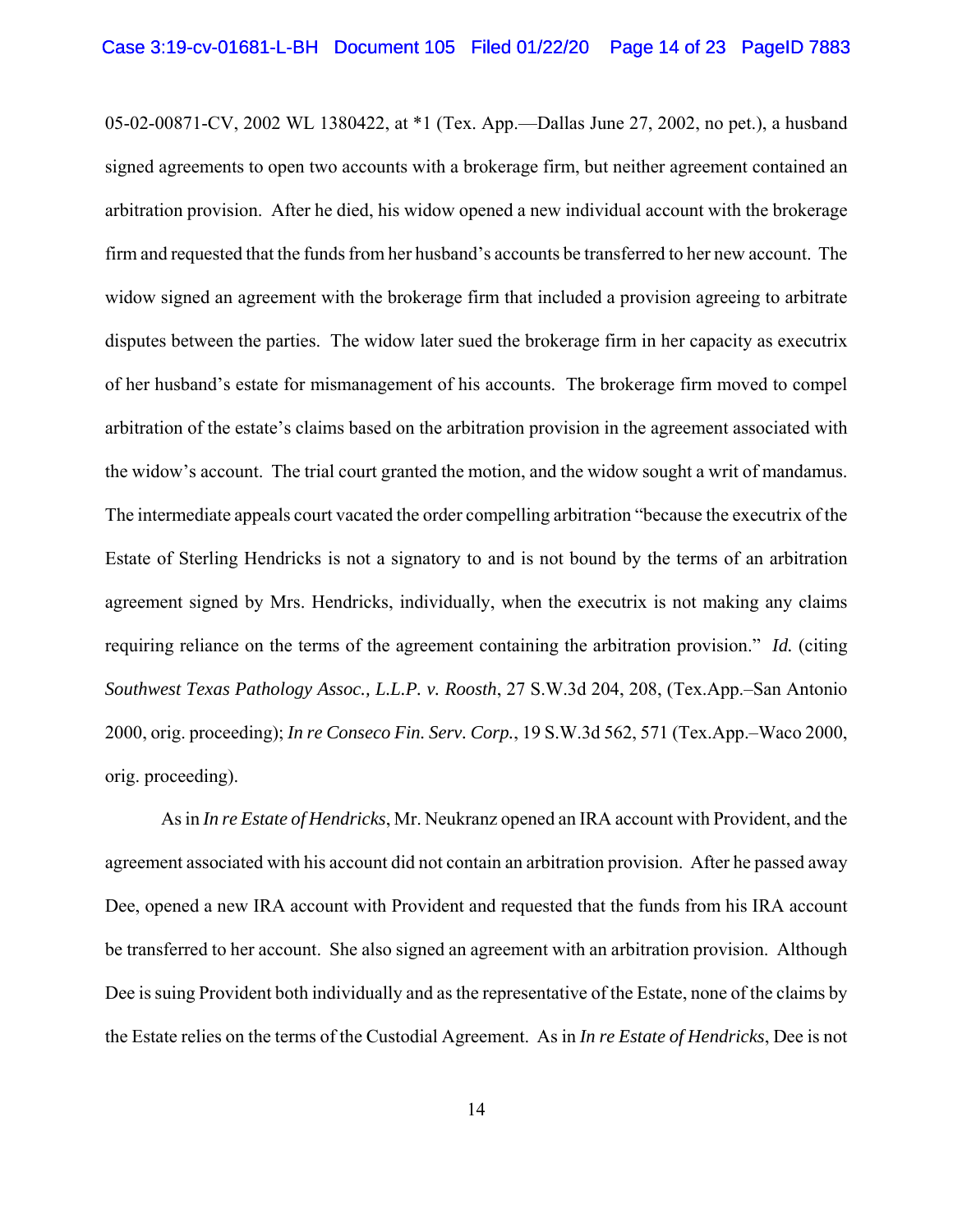05-02-00871-CV, 2002 WL 1380422, at *1 (Tex. App.—Dallas June 27, 2002, no pet.), a husband signed agreements to open two accounts with a brokerage firm, but neither agreement contained an arbitration provision. After he died, his widow opened a new individual account with the brokerage firm and requested that the funds from her husband's accounts be transferred to her new account. The widow signed an agreement with the brokerage firm that included a provision agreeing to arbitrate disputes between the parties. The widow later sued the brokerage firm in her capacity as executrix of her husband's estate for mismanagement of his accounts. The brokerage firm moved to compel arbitration of the estate's claims based on the arbitration provision in the agreement associated with the widow's account. The trial court granted the motion, and the widow sought a writ of mandamus. The intermediate appeals court vacated the order compelling arbitration "because the executrix of the Estate of Sterling Hendricks is not a signatory to and is not bound by the terms of an arbitration agreement signed by Mrs. Hendricks, individually, when the executrix is not making any claims requiring reliance on the terms of the agreement containing the arbitration provision." *Id.* (citing *Southwest Texas Pathology Assoc., L.L.P. v. Roosth*, 27 S.W.3d 204, 208, (Tex.App.–San Antonio 2000, orig. proceeding); *In re Conseco Fin. Serv. Corp.*, 19 S.W.3d 562, 571 (Tex.App.–Waco 2000, orig. proceeding).

As in *In re Estate of Hendricks*, Mr. Neukranz opened an IRA account with Provident, and the agreement associated with his account did not contain an arbitration provision. After he passed away Dee, opened a new IRA account with Provident and requested that the funds from his IRA account be transferred to her account. She also signed an agreement with an arbitration provision. Although Dee is suing Provident both individually and as the representative of the Estate, none of the claims by the Estate relies on the terms of the Custodial Agreement. As in *In re Estate of Hendricks*, Dee is not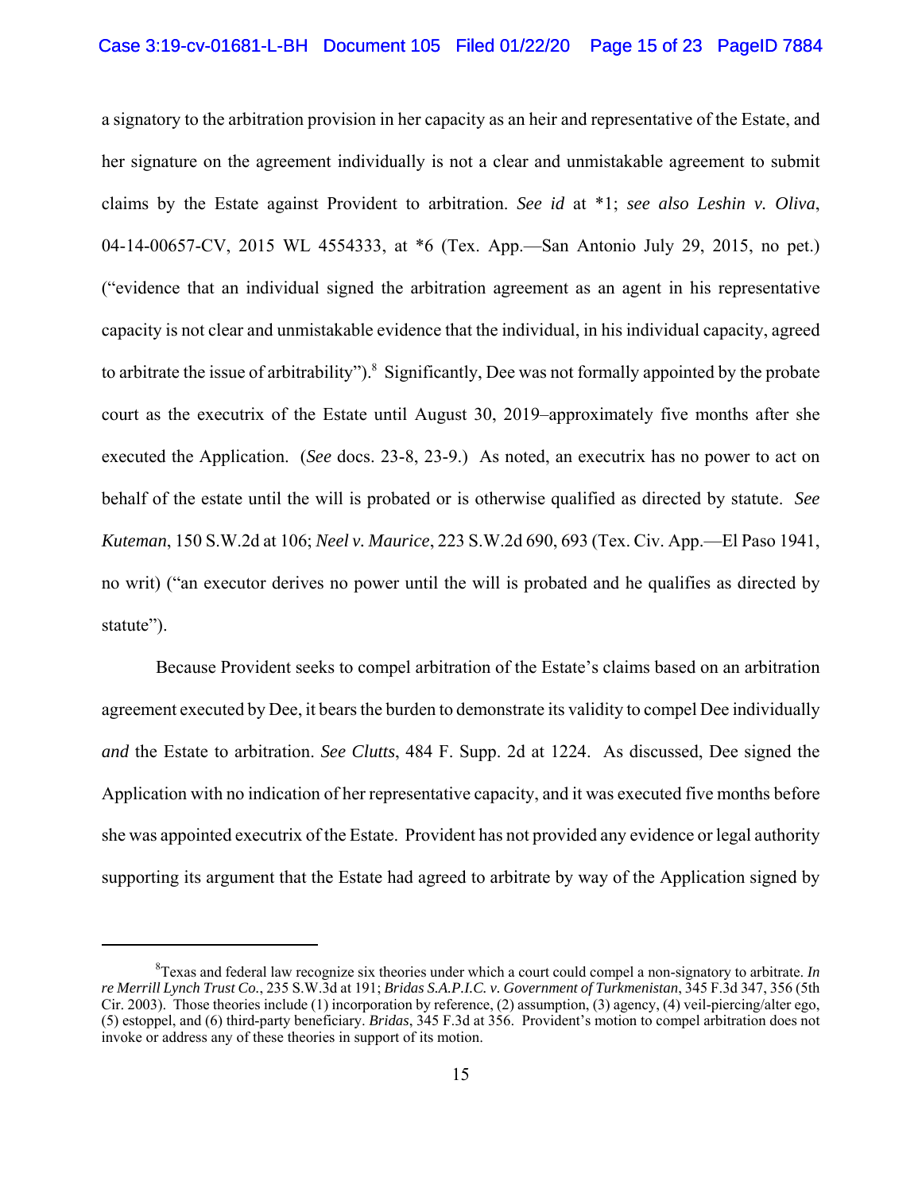a signatory to the arbitration provision in her capacity as an heir and representative of the Estate, and her signature on the agreement individually is not a clear and unmistakable agreement to submit claims by the Estate against Provident to arbitration. *See id* at *1; *see also Leshin v. Oliva*, 04-14-00657-CV, 2015 WL 4554333, at *6 (Tex. App.—San Antonio July 29, 2015, no pet.) ("evidence that an individual signed the arbitration agreement as an agent in his representative capacity is not clear and unmistakable evidence that the individual, in his individual capacity, agreed to arbitrate the issue of arbitrability").[8] Significantly, Dee was not formally appointed by the probate court as the executrix of the Estate until August 30, 2019–approximately five months after she executed the Application. (*See* docs. 23-8, 23-9.) As noted, an executrix has no power to act on behalf of the estate until the will is probated or is otherwise qualified as directed by statute. *See Kuteman*, 150 S.W.2d at 106; *Neel v. Maurice*, 223 S.W.2d 690, 693 (Tex. Civ. App.—El Paso 1941, no writ) ("an executor derives no power until the will is probated and he qualifies as directed by statute").

Because Provident seeks to compel arbitration of the Estate's claims based on an arbitration agreement executed by Dee, it bears the burden to demonstrate its validity to compel Dee individually *and* the Estate to arbitration. *See Clutts*, 484 F. Supp. 2d at 1224. As discussed, Dee signed the Application with no indication of her representative capacity, and it was executed five months before she was appointed executrix of the Estate. Provident has not provided any evidence or legal authority supporting its argument that the Estate had agreed to arbitrate by way of the Application signed by

---

[8]Texas and federal law recognize six theories under which a court could compel a non-signatory to arbitrate. *In re Merrill Lynch Trust Co.*, 235 S.W.3d at 191; *Bridas S.A.P.I.C. v. Government of Turkmenistan*, 345 F.3d 347, 356 (5th Cir. 2003). Those theories include (1) incorporation by reference, (2) assumption, (3) agency, (4) veil-piercing/alter ego, (5) estoppel, and (6) third-party beneficiary. *Bridas*, 345 F.3d at 356. Provident's motion to compel arbitration does not invoke or address any of these theories in support of its motion.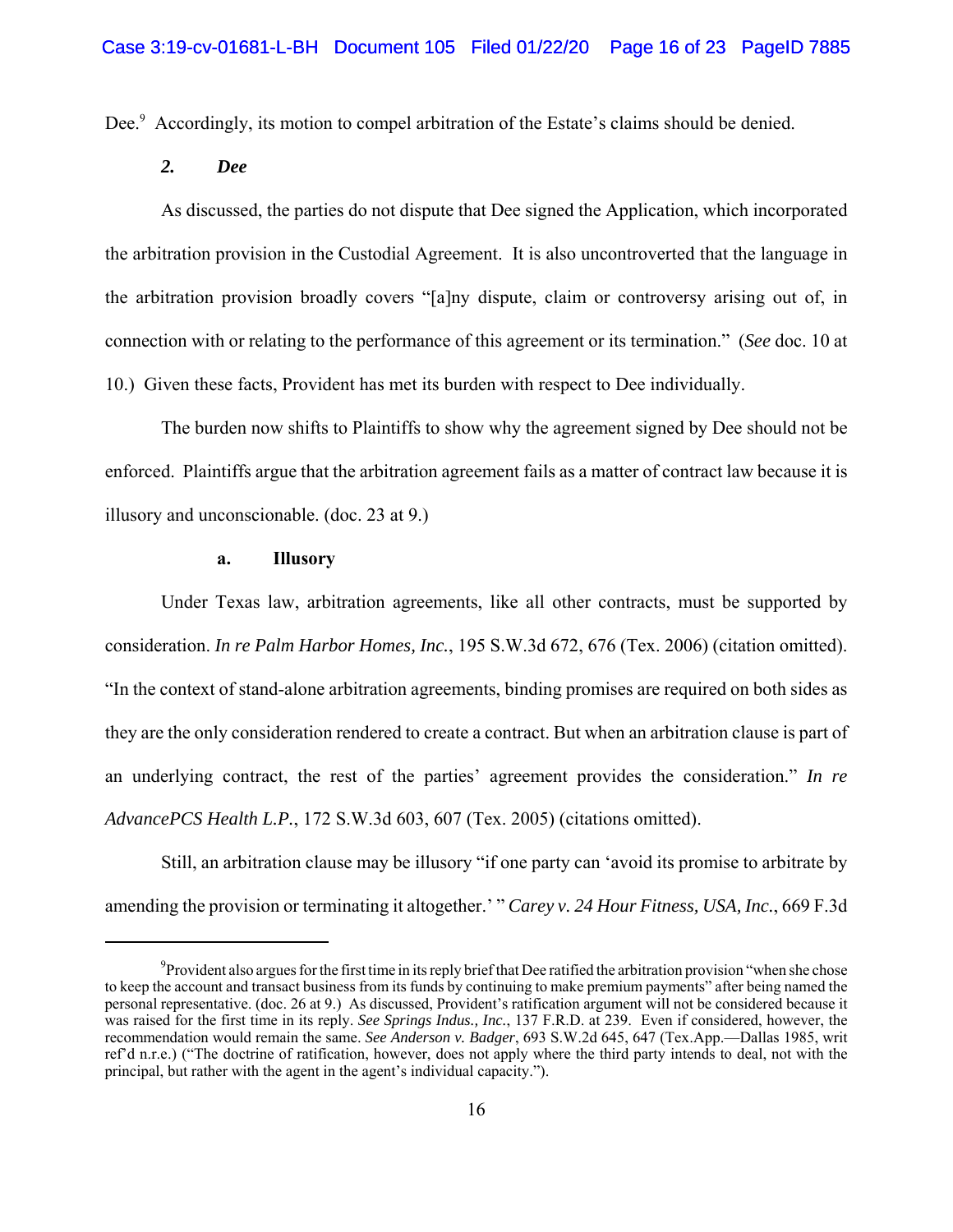Dee.[9] Accordingly, its motion to compel arbitration of the Estate's claims should be denied.

### *2. Dee*

As discussed, the parties do not dispute that Dee signed the Application, which incorporated the arbitration provision in the Custodial Agreement. It is also uncontroverted that the language in the arbitration provision broadly covers "[a]ny dispute, claim or controversy arising out of, in connection with or relating to the performance of this agreement or its termination." (*See* doc. 10 at 10.) Given these facts, Provident has met its burden with respect to Dee individually.

The burden now shifts to Plaintiffs to show why the agreement signed by Dee should not be enforced. Plaintiffs argue that the arbitration agreement fails as a matter of contract law because it is illusory and unconscionable. (doc. 23 at 9.)

#### **a. Illusory**

Under Texas law, arbitration agreements, like all other contracts, must be supported by consideration. *In re Palm Harbor Homes, Inc.*, 195 S.W.3d 672, 676 (Tex. 2006) (citation omitted). "In the context of stand-alone arbitration agreements, binding promises are required on both sides as they are the only consideration rendered to create a contract. But when an arbitration clause is part of an underlying contract, the rest of the parties' agreement provides the consideration." *In re AdvancePCS Health L.P.*, 172 S.W.3d 603, 607 (Tex. 2005) (citations omitted).

Still, an arbitration clause may be illusory "if one party can 'avoid its promise to arbitrate by amending the provision or terminating it altogether.' " *Carey v. 24 Hour Fitness, USA, Inc.*, 669 F.3d

---

[9] Provident also argues for the first time in its reply brief that Dee ratified the arbitration provision "when she chose to keep the account and transact business from its funds by continuing to make premium payments" after being named the personal representative. (doc. 26 at 9.) As discussed, Provident's ratification argument will not be considered because it was raised for the first time in its reply. *See Springs Indus., Inc.*, 137 F.R.D. at 239. Even if considered, however, the recommendation would remain the same. *See Anderson v. Badger*, 693 S.W.2d 645, 647 (Tex.App.—Dallas 1985, writ ref'd n.r.e.) ("The doctrine of ratification, however, does not apply where the third party intends to deal, not with the principal, but rather with the agent in the agent's individual capacity.").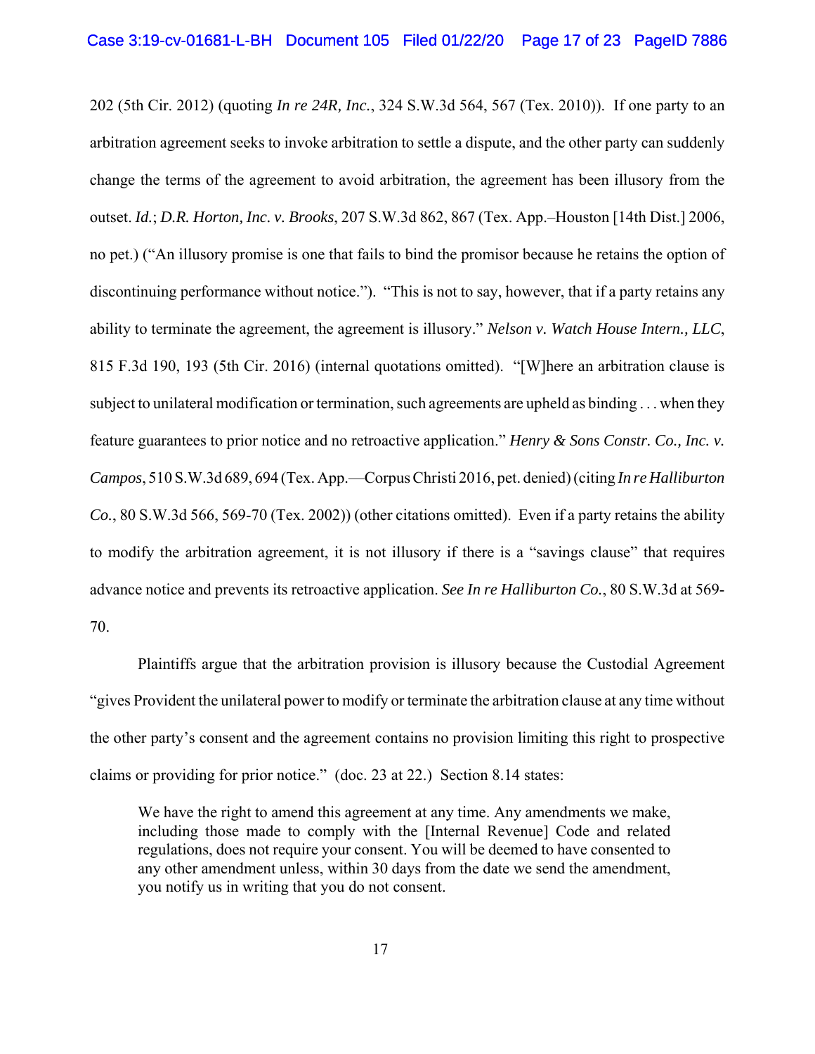202 (5th Cir. 2012) (quoting *In re 24R, Inc.*, 324 S.W.3d 564, 567 (Tex. 2010)). If one party to an arbitration agreement seeks to invoke arbitration to settle a dispute, and the other party can suddenly change the terms of the agreement to avoid arbitration, the agreement has been illusory from the outset. *Id.*; *D.R. Horton, Inc. v. Brooks*, 207 S.W.3d 862, 867 (Tex. App.–Houston [14th Dist.] 2006, no pet.) ("An illusory promise is one that fails to bind the promisor because he retains the option of discontinuing performance without notice."). "This is not to say, however, that if a party retains any ability to terminate the agreement, the agreement is illusory." *Nelson v. Watch House Intern., LLC*, 815 F.3d 190, 193 (5th Cir. 2016) (internal quotations omitted). "[W]here an arbitration clause is subject to unilateral modification or termination, such agreements are upheld as binding . . . when they feature guarantees to prior notice and no retroactive application." *Henry & Sons Constr. Co., Inc. v. Campos*, 510 S.W.3d 689, 694 (Tex. App.—Corpus Christi 2016, pet. denied) (citing *In re Halliburton Co.*, 80 S.W.3d 566, 569-70 (Tex. 2002)) (other citations omitted). Even if a party retains the ability to modify the arbitration agreement, it is not illusory if there is a "savings clause" that requires advance notice and prevents its retroactive application. *See In re Halliburton Co.*, 80 S.W.3d at 569-70.

Plaintiffs argue that the arbitration provision is illusory because the Custodial Agreement "gives Provident the unilateral power to modify or terminate the arbitration clause at any time without the other party's consent and the agreement contains no provision limiting this right to prospective claims or providing for prior notice." (doc. 23 at 22.) Section 8.14 states:

> We have the right to amend this agreement at any time. Any amendments we make, including those made to comply with the [Internal Revenue] Code and related regulations, does not require your consent. You will be deemed to have consented to any other amendment unless, within 30 days from the date we send the amendment, you notify us in writing that you do not consent.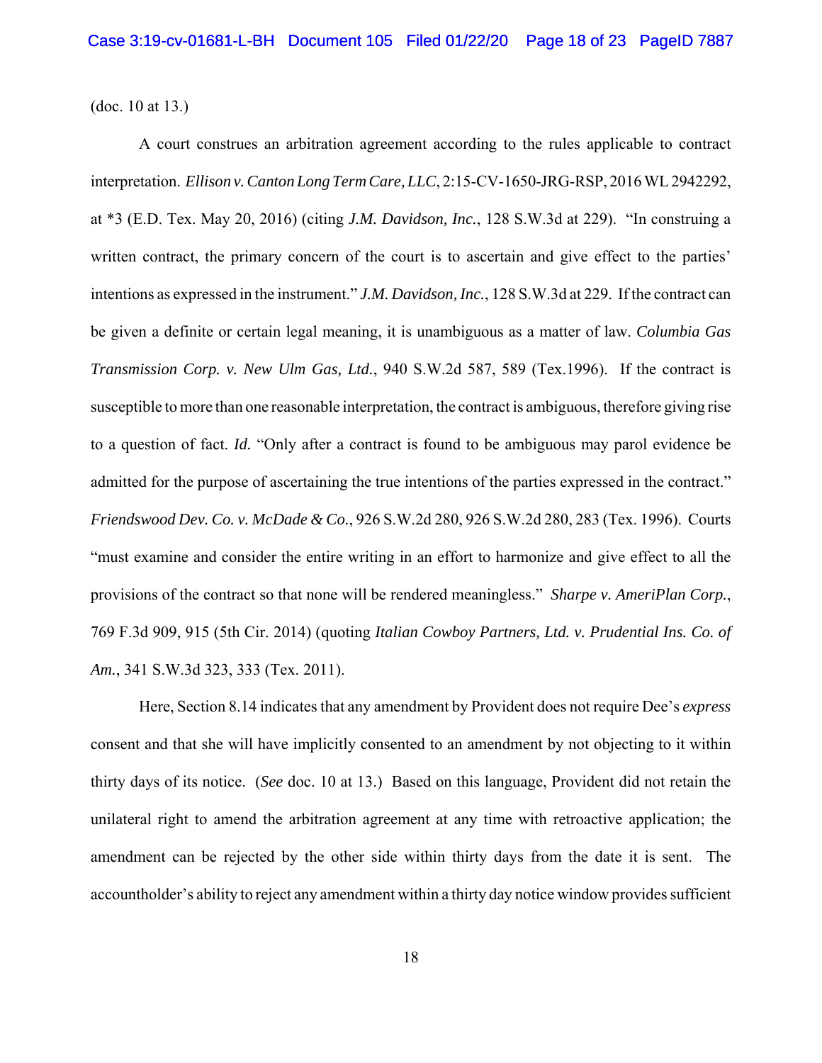(doc. 10 at 13.)

A court construes an arbitration agreement according to the rules applicable to contract interpretation. *Ellison v. Canton Long Term Care, LLC*, 2:15-CV-1650-JRG-RSP, 2016 WL 2942292, at *3 (E.D. Tex. May 20, 2016) (citing *J.M. Davidson, Inc.*, 128 S.W.3d at 229). "In construing a written contract, the primary concern of the court is to ascertain and give effect to the parties' intentions as expressed in the instrument." *J.M. Davidson, Inc.*, 128 S.W.3d at 229. If the contract can be given a definite or certain legal meaning, it is unambiguous as a matter of law. *Columbia Gas Transmission Corp. v. New Ulm Gas, Ltd.*, 940 S.W.2d 587, 589 (Tex.1996). If the contract is susceptible to more than one reasonable interpretation, the contract is ambiguous, therefore giving rise to a question of fact. *Id.* "Only after a contract is found to be ambiguous may parol evidence be admitted for the purpose of ascertaining the true intentions of the parties expressed in the contract." *Friendswood Dev. Co. v. McDade & Co.*, 926 S.W.2d 280, 926 S.W.2d 280, 283 (Tex. 1996). Courts "must examine and consider the entire writing in an effort to harmonize and give effect to all the provisions of the contract so that none will be rendered meaningless." *Sharpe v. AmeriPlan Corp.*, 769 F.3d 909, 915 (5th Cir. 2014) (quoting *Italian Cowboy Partners, Ltd. v. Prudential Ins. Co. of Am.*, 341 S.W.3d 323, 333 (Tex. 2011).

Here, Section 8.14 indicates that any amendment by Provident does not require Dee's *express* consent and that she will have implicitly consented to an amendment by not objecting to it within thirty days of its notice. (*See* doc. 10 at 13.) Based on this language, Provident did not retain the unilateral right to amend the arbitration agreement at any time with retroactive application; the amendment can be rejected by the other side within thirty days from the date it is sent. The accountholder's ability to reject any amendment within a thirty day notice window provides sufficient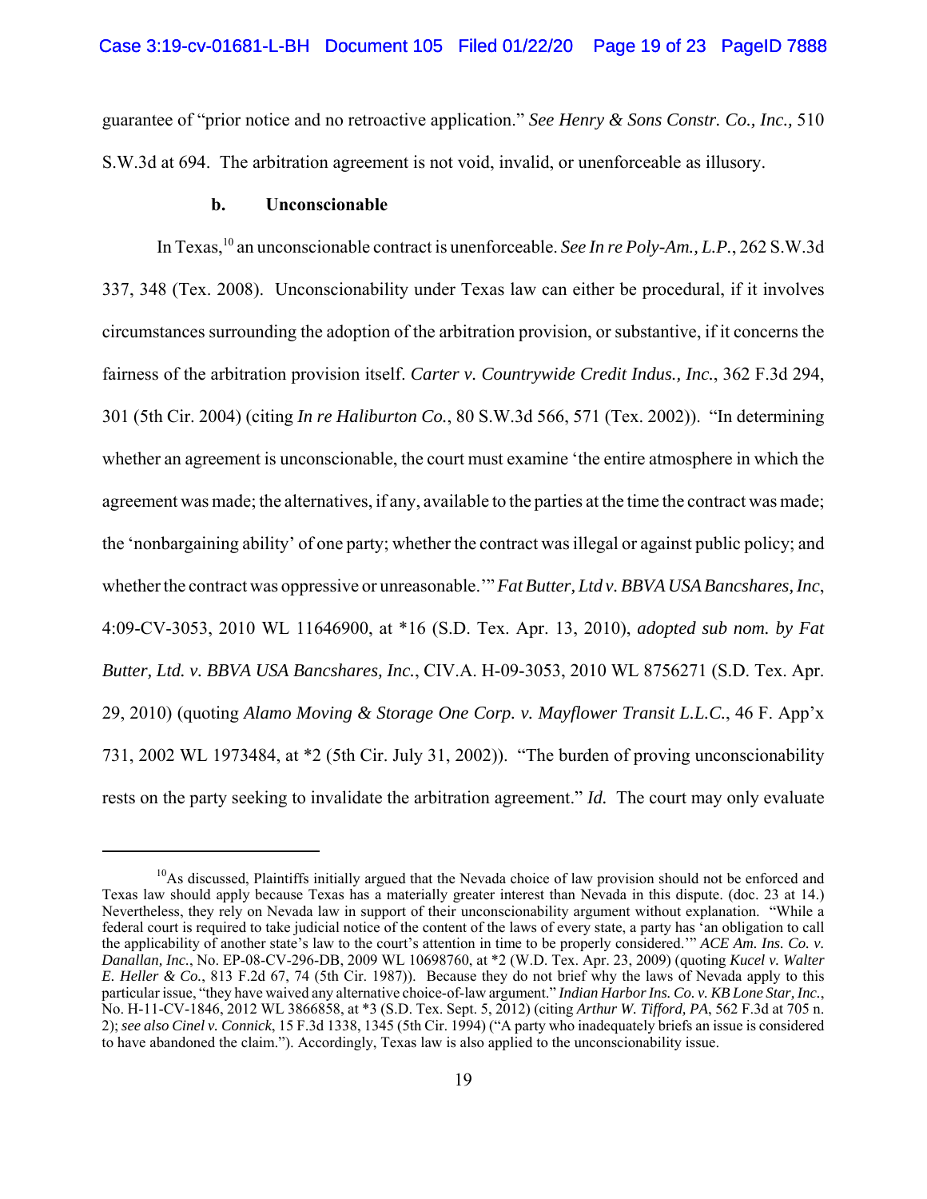guarantee of "prior notice and no retroactive application." *See Henry & Sons Constr. Co., Inc.,* 510 S.W.3d at 694. The arbitration agreement is not void, invalid, or unenforceable as illusory.

### b. Unconscionable

In Texas,[10] an unconscionable contract is unenforceable. *See In re Poly-Am., L.P.*, 262 S.W.3d 337, 348 (Tex. 2008). Unconscionability under Texas law can either be procedural, if it involves circumstances surrounding the adoption of the arbitration provision, or substantive, if it concerns the fairness of the arbitration provision itself. *Carter v. Countrywide Credit Indus., Inc.*, 362 F.3d 294, 301 (5th Cir. 2004) (citing *In re Haliburton Co.*, 80 S.W.3d 566, 571 (Tex. 2002)). "In determining whether an agreement is unconscionable, the court must examine 'the entire atmosphere in which the agreement was made; the alternatives, if any, available to the parties at the time the contract was made; the 'nonbargaining ability' of one party; whether the contract was illegal or against public policy; and whether the contract was oppressive or unreasonable.'" *Fat Butter, Ltd v. BBVA USA Bancshares, Inc*, 4:09-CV-3053, 2010 WL 11646900, at *16 (S.D. Tex. Apr. 13, 2010), *adopted sub nom. by Fat Butter, Ltd. v. BBVA USA Bancshares, Inc.*, CIV.A. H-09-3053, 2010 WL 8756271 (S.D. Tex. Apr. 29, 2010) (quoting *Alamo Moving & Storage One Corp. v. Mayflower Transit L.L.C.*, 46 F. App'x 731, 2002 WL 1973484, at *2 (5th Cir. July 31, 2002)). "The burden of proving unconscionability rests on the party seeking to invalidate the arbitration agreement." *Id.* The court may only evaluate

---

[10] As discussed, Plaintiffs initially argued that the Nevada choice of law provision should not be enforced and Texas law should apply because Texas has a materially greater interest than Nevada in this dispute. (doc. 23 at 14.) Nevertheless, they rely on Nevada law in support of their unconscionability argument without explanation. "While a federal court is required to take judicial notice of the content of the laws of every state, a party has 'an obligation to call the applicability of another state's law to the court's attention in time to be properly considered.'" *ACE Am. Ins. Co. v. Danallan, Inc.*, No. EP-08-CV-296-DB, 2009 WL 10698760, at *2 (W.D. Tex. Apr. 23, 2009) (quoting *Kucel v. Walter E. Heller & Co.*, 813 F.2d 67, 74 (5th Cir. 1987)). Because they do not brief why the laws of Nevada apply to this particular issue, "they have waived any alternative choice-of-law argument." *Indian Harbor Ins. Co. v. KB Lone Star, Inc.*, No. H-11-CV-1846, 2012 WL 3866858, at *3 (S.D. Tex. Sept. 5, 2012) (citing *Arthur W. Tifford, PA*, 562 F.3d at 705 n. 2); *see also Cinel v. Connick*, 15 F.3d 1338, 1345 (5th Cir. 1994) ("A party who inadequately briefs an issue is considered to have abandoned the claim."). Accordingly, Texas law is also applied to the unconscionability issue.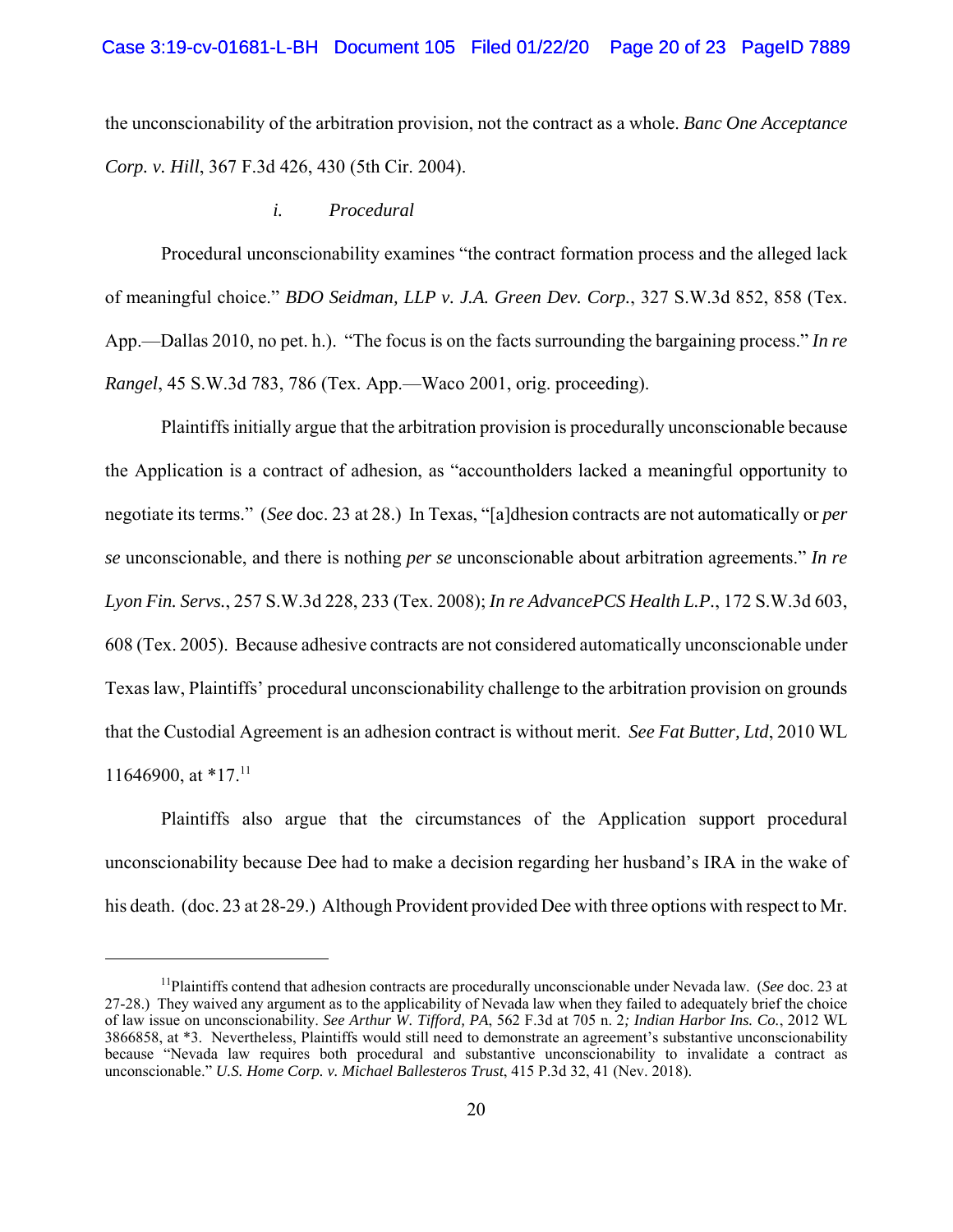the unconscionability of the arbitration provision, not the contract as a whole. *Banc One Acceptance Corp. v. Hill*, 367 F.3d 426, 430 (5th Cir. 2004).

*i. Procedural*

Procedural unconscionability examines "the contract formation process and the alleged lack of meaningful choice." *BDO Seidman, LLP v. J.A. Green Dev. Corp.*, 327 S.W.3d 852, 858 (Tex. App.—Dallas 2010, no pet. h.). "The focus is on the facts surrounding the bargaining process." *In re Rangel*, 45 S.W.3d 783, 786 (Tex. App.—Waco 2001, orig. proceeding).

Plaintiffs initially argue that the arbitration provision is procedurally unconscionable because the Application is a contract of adhesion, as "accountholders lacked a meaningful opportunity to negotiate its terms." (*See* doc. 23 at 28.) In Texas, "[a]dhesion contracts are not automatically or *per se* unconscionable, and there is nothing *per se* unconscionable about arbitration agreements." *In re Lyon Fin. Servs.*, 257 S.W.3d 228, 233 (Tex. 2008); *In re AdvancePCS Health L.P.*, 172 S.W.3d 603, 608 (Tex. 2005). Because adhesive contracts are not considered automatically unconscionable under Texas law, Plaintiffs' procedural unconscionability challenge to the arbitration provision on grounds that the Custodial Agreement is an adhesion contract is without merit. *See Fat Butter, Ltd*, 2010 WL 11646900, at *17.[11]

Plaintiffs also argue that the circumstances of the Application support procedural unconscionability because Dee had to make a decision regarding her husband's IRA in the wake of his death. (doc. 23 at 28-29.) Although Provident provided Dee with three options with respect to Mr.

---

[11]Plaintiffs contend that adhesion contracts are procedurally unconscionable under Nevada law. (*See* doc. 23 at 27-28.) They waived any argument as to the applicability of Nevada law when they failed to adequately brief the choice of law issue on unconscionability. *See Arthur W. Tifford, PA*, 562 F.3d at 705 n. 2*; Indian Harbor Ins. Co.*, 2012 WL 3866858, at *3. Nevertheless, Plaintiffs would still need to demonstrate an agreement's substantive unconscionability because "Nevada law requires both procedural and substantive unconscionability to invalidate a contract as unconscionable." *U.S. Home Corp. v. Michael Ballesteros Trust*, 415 P.3d 32, 41 (Nev. 2018).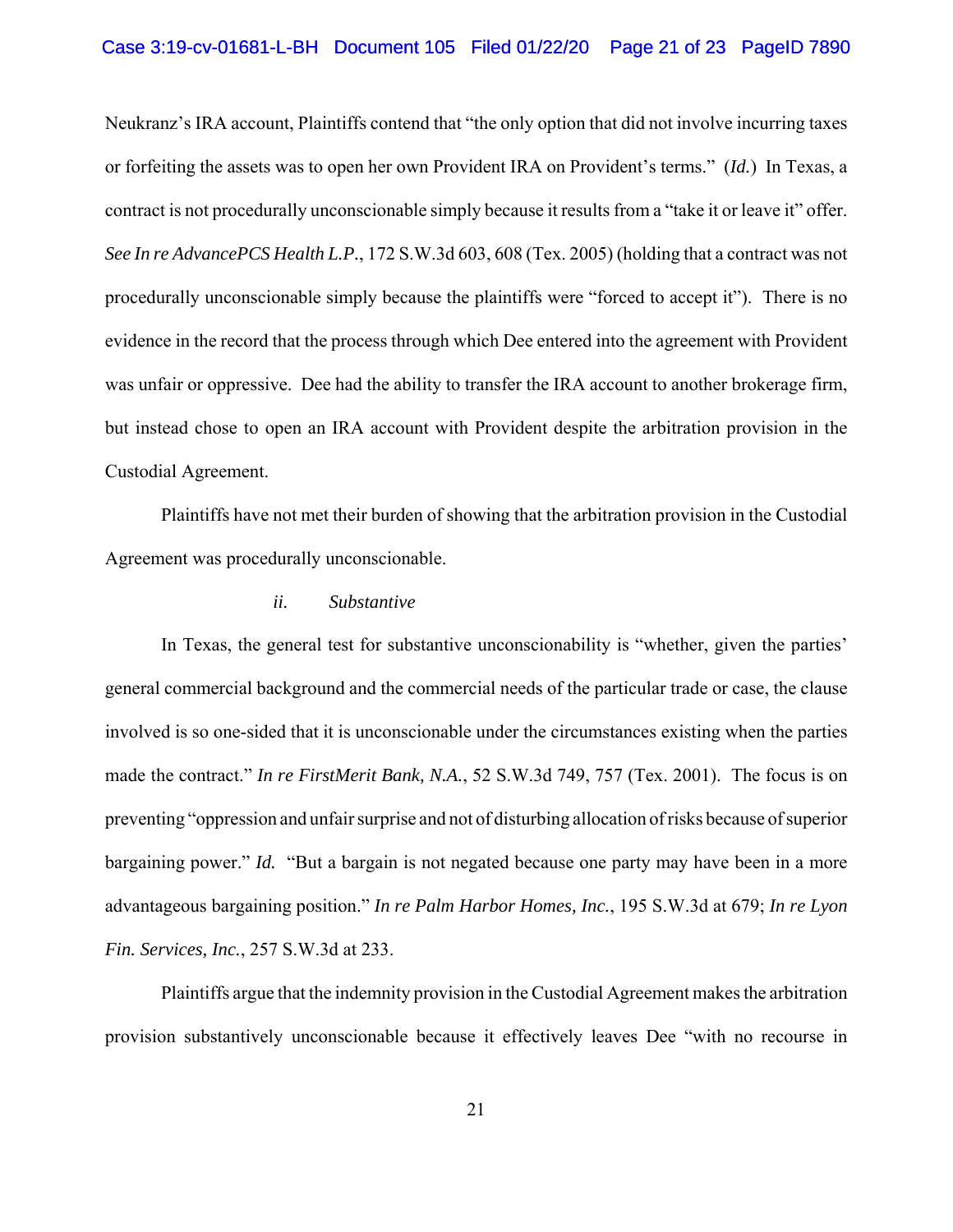Neukranz's IRA account, Plaintiffs contend that "the only option that did not involve incurring taxes or forfeiting the assets was to open her own Provident IRA on Provident's terms." (*Id.*) In Texas, a contract is not procedurally unconscionable simply because it results from a "take it or leave it" offer. *See In re AdvancePCS Health L.P.*, 172 S.W.3d 603, 608 (Tex. 2005) (holding that a contract was not procedurally unconscionable simply because the plaintiffs were "forced to accept it"). There is no evidence in the record that the process through which Dee entered into the agreement with Provident was unfair or oppressive. Dee had the ability to transfer the IRA account to another brokerage firm, but instead chose to open an IRA account with Provident despite the arbitration provision in the Custodial Agreement.

Plaintiffs have not met their burden of showing that the arbitration provision in the Custodial Agreement was procedurally unconscionable.

*ii. Substantive*

In Texas, the general test for substantive unconscionability is "whether, given the parties' general commercial background and the commercial needs of the particular trade or case, the clause involved is so one-sided that it is unconscionable under the circumstances existing when the parties made the contract." *In re FirstMerit Bank, N.A.*, 52 S.W.3d 749, 757 (Tex. 2001). The focus is on preventing "oppression and unfair surprise and not of disturbing allocation of risks because of superior bargaining power." *Id.* "But a bargain is not negated because one party may have been in a more advantageous bargaining position." *In re Palm Harbor Homes, Inc.*, 195 S.W.3d at 679; *In re Lyon Fin. Services, Inc.*, 257 S.W.3d at 233.

Plaintiffs argue that the indemnity provision in the Custodial Agreement makes the arbitration provision substantively unconscionable because it effectively leaves Dee "with no recourse in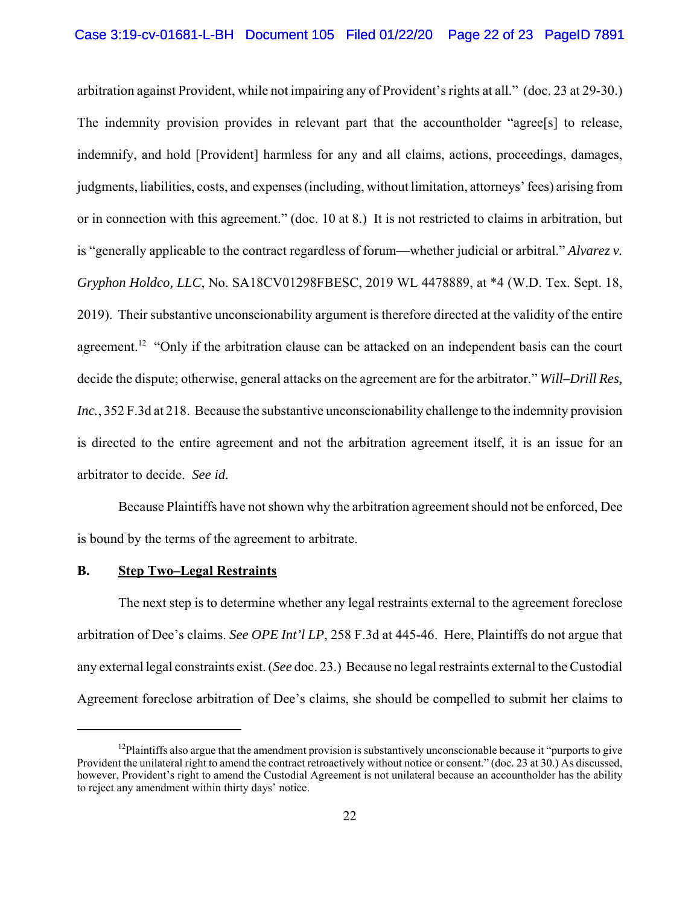arbitration against Provident, while not impairing any of Provident's rights at all." (doc. 23 at 29-30.) The indemnity provision provides in relevant part that the accountholder "agree[s] to release, indemnify, and hold [Provident] harmless for any and all claims, actions, proceedings, damages, judgments, liabilities, costs, and expenses (including, without limitation, attorneys' fees) arising from or in connection with this agreement." (doc. 10 at 8.) It is not restricted to claims in arbitration, but is "generally applicable to the contract regardless of forum—whether judicial or arbitral." *Alvarez v. Gryphon Holdco, LLC*, No. SA18CV01298FBESC, 2019 WL 4478889, at *4 (W.D. Tex. Sept. 18, 2019). Their substantive unconscionability argument is therefore directed at the validity of the entire agreement.[12] "Only if the arbitration clause can be attacked on an independent basis can the court decide the dispute; otherwise, general attacks on the agreement are for the arbitrator." *Will–Drill Res, Inc.*, 352 F.3d at 218. Because the substantive unconscionability challenge to the indemnity provision is directed to the entire agreement and not the arbitration agreement itself, it is an issue for an arbitrator to decide. *See id.*

Because Plaintiffs have not shown why the arbitration agreement should not be enforced, Dee is bound by the terms of the agreement to arbitrate.

### B. Step Two–Legal Restraints

The next step is to determine whether any legal restraints external to the agreement foreclose arbitration of Dee's claims. *See OPE Int'l LP*, 258 F.3d at 445-46. Here, Plaintiffs do not argue that any external legal constraints exist. (*See* doc. 23.) Because no legal restraints external to the Custodial Agreement foreclose arbitration of Dee's claims, she should be compelled to submit her claims to

---

[12] Plaintiffs also argue that the amendment provision is substantively unconscionable because it "purports to give Provident the unilateral right to amend the contract retroactively without notice or consent." (doc. 23 at 30.) As discussed, however, Provident's right to amend the Custodial Agreement is not unilateral because an accountholder has the ability to reject any amendment within thirty days' notice.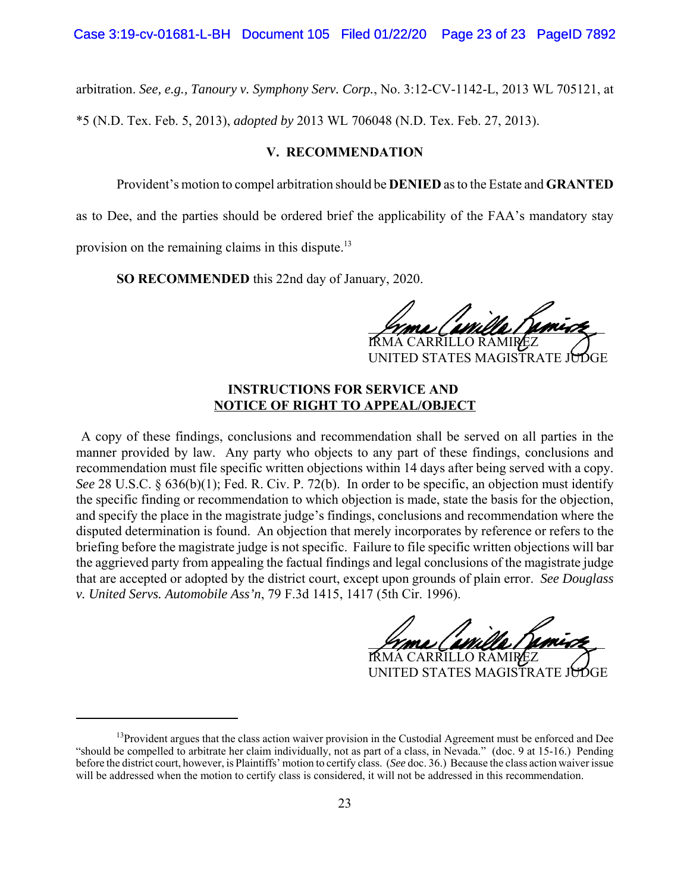arbitration. *See, e.g., Tanoury v. Symphony Serv. Corp.*, No. 3:12-CV-1142-L, 2013 WL 705121, at *5 (N.D. Tex. Feb. 5, 2013), *adopted by* 2013 WL 706048 (N.D. Tex. Feb. 27, 2013).

## V. RECOMMENDATION

Provident's motion to compel arbitration should be **DENIED** as to the Estate and **GRANTED** as to Dee, and the parties should be ordered brief the applicability of the FAA's mandatory stay provision on the remaining claims in this dispute.[13]

**SO RECOMMENDED** this 22nd day of January, 2020.

IRMA CARRILLO RAMIREZ
UNITED STATES MAGISTRATE JUDGE

## INSTRUCTIONS FOR SERVICE AND NOTICE OF RIGHT TO APPEAL/OBJECT

A copy of these findings, conclusions and recommendation shall be served on all parties in the manner provided by law. Any party who objects to any part of these findings, conclusions and recommendation must file specific written objections within 14 days after being served with a copy. *See* 28 U.S.C. § 636(b)(1); Fed. R. Civ. P. 72(b). In order to be specific, an objection must identify the specific finding or recommendation to which objection is made, state the basis for the objection, and specify the place in the magistrate judge's findings, conclusions and recommendation where the disputed determination is found. An objection that merely incorporates by reference or refers to the briefing before the magistrate judge is not specific. Failure to file specific written objections will bar the aggrieved party from appealing the factual findings and legal conclusions of the magistrate judge that are accepted or adopted by the district court, except upon grounds of plain error. *See Douglass v. United Servs. Automobile Ass'n*, 79 F.3d 1415, 1417 (5th Cir. 1996).

IRMA CARRILLO RAMIREZ
UNITED STATES MAGISTRATE JUDGE

---

[13] Provident argues that the class action waiver provision in the Custodial Agreement must be enforced and Dee "should be compelled to arbitrate her claim individually, not as part of a class, in Nevada." (doc. 9 at 15-16.) Pending before the district court, however, is Plaintiffs' motion to certify class. (*See* doc. 36.) Because the class action waiver issue will be addressed when the motion to certify class is considered, it will not be addressed in this recommendation.